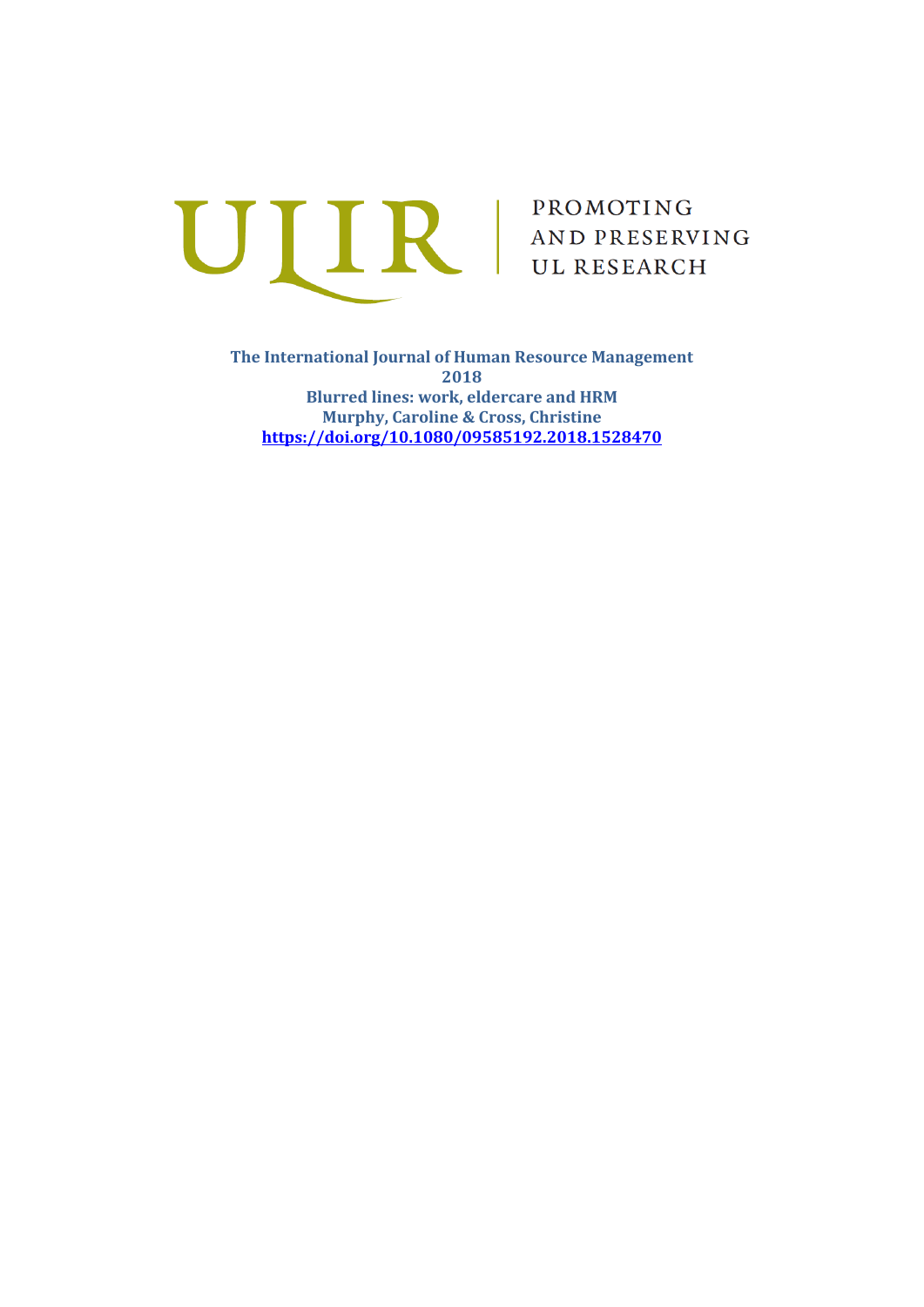ULIR | PROMOTING AND PRESERVING UL RESEARCH

**The International Journal of Human Resource Management**
**2018**
**Blurred lines: work, eldercare and HRM**
**Murphy, Caroline & Cross, Christine**
**https://doi.org/10.1080/09585192.2018.1528470**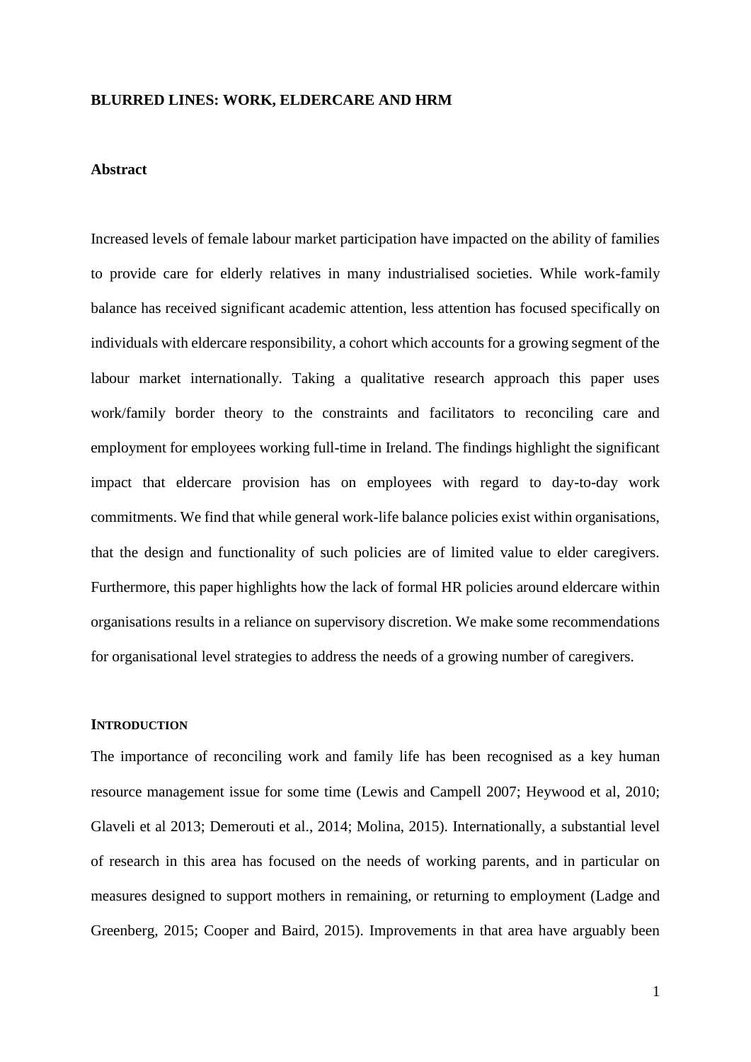**BLURRED LINES: WORK, ELDERCARE AND HRM**

**Abstract**

Increased levels of female labour market participation have impacted on the ability of families to provide care for elderly relatives in many industrialised societies. While work-family balance has received significant academic attention, less attention has focused specifically on individuals with eldercare responsibility, a cohort which accounts for a growing segment of the labour market internationally. Taking a qualitative research approach this paper uses work/family border theory to the constraints and facilitators to reconciling care and employment for employees working full-time in Ireland. The findings highlight the significant impact that eldercare provision has on employees with regard to day-to-day work commitments. We find that while general work-life balance policies exist within organisations, that the design and functionality of such policies are of limited value to elder caregivers. Furthermore, this paper highlights how the lack of formal HR policies around eldercare within organisations results in a reliance on supervisory discretion. We make some recommendations for organisational level strategies to address the needs of a growing number of caregivers.

**INTRODUCTION**

The importance of reconciling work and family life has been recognised as a key human resource management issue for some time (Lewis and Campell 2007; Heywood et al, 2010; Glaveli et al 2013; Demerouti et al., 2014; Molina, 2015). Internationally, a substantial level of research in this area has focused on the needs of working parents, and in particular on measures designed to support mothers in remaining, or returning to employment (Ladge and Greenberg, 2015; Cooper and Baird, 2015). Improvements in that area have arguably been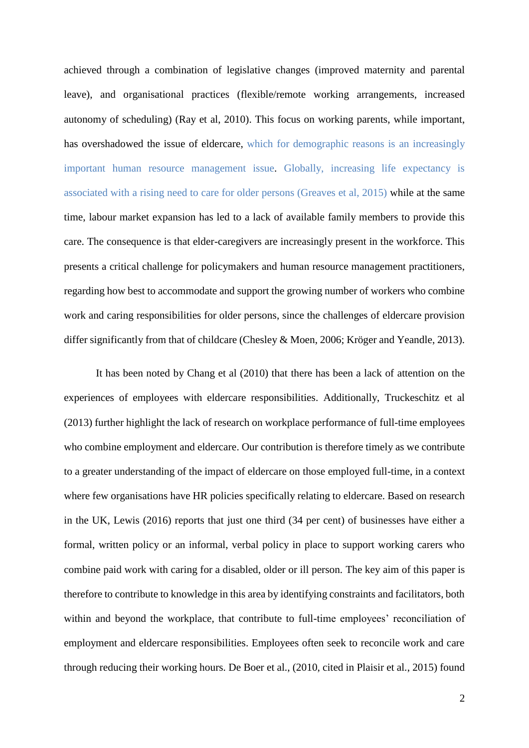achieved through a combination of legislative changes (improved maternity and parental leave), and organisational practices (flexible/remote working arrangements, increased autonomy of scheduling) (Ray et al, 2010). This focus on working parents, while important, has overshadowed the issue of eldercare, which for demographic reasons is an increasingly important human resource management issue. Globally, increasing life expectancy is associated with a rising need to care for older persons (Greaves et al, 2015) while at the same time, labour market expansion has led to a lack of available family members to provide this care. The consequence is that elder-caregivers are increasingly present in the workforce. This presents a critical challenge for policymakers and human resource management practitioners, regarding how best to accommodate and support the growing number of workers who combine work and caring responsibilities for older persons, since the challenges of eldercare provision differ significantly from that of childcare (Chesley & Moen, 2006; Kröger and Yeandle, 2013).

It has been noted by Chang et al (2010) that there has been a lack of attention on the experiences of employees with eldercare responsibilities. Additionally, Truckeschitz et al (2013) further highlight the lack of research on workplace performance of full-time employees who combine employment and eldercare. Our contribution is therefore timely as we contribute to a greater understanding of the impact of eldercare on those employed full-time, in a context where few organisations have HR policies specifically relating to eldercare. Based on research in the UK, Lewis (2016) reports that just one third (34 per cent) of businesses have either a formal, written policy or an informal, verbal policy in place to support working carers who combine paid work with caring for a disabled, older or ill person. The key aim of this paper is therefore to contribute to knowledge in this area by identifying constraints and facilitators, both within and beyond the workplace, that contribute to full-time employees' reconciliation of employment and eldercare responsibilities. Employees often seek to reconcile work and care through reducing their working hours. De Boer et al., (2010, cited in Plaisir et al., 2015) found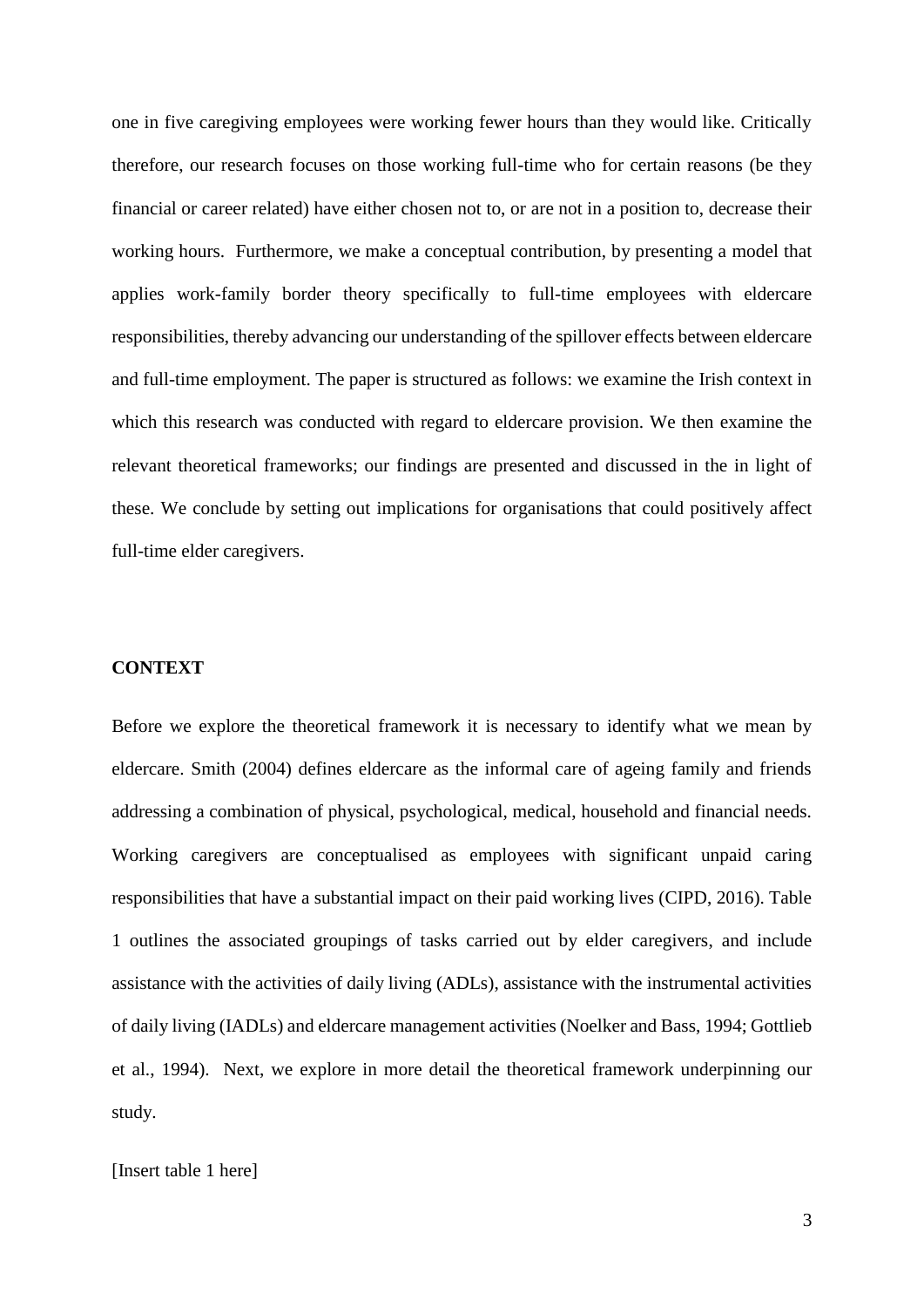one in five caregiving employees were working fewer hours than they would like. Critically therefore, our research focuses on those working full-time who for certain reasons (be they financial or career related) have either chosen not to, or are not in a position to, decrease their working hours. Furthermore, we make a conceptual contribution, by presenting a model that applies work-family border theory specifically to full-time employees with eldercare responsibilities, thereby advancing our understanding of the spillover effects between eldercare and full-time employment. The paper is structured as follows: we examine the Irish context in which this research was conducted with regard to eldercare provision. We then examine the relevant theoretical frameworks; our findings are presented and discussed in the in light of these. We conclude by setting out implications for organisations that could positively affect full-time elder caregivers.

## CONTEXT

Before we explore the theoretical framework it is necessary to identify what we mean by eldercare. Smith (2004) defines eldercare as the informal care of ageing family and friends addressing a combination of physical, psychological, medical, household and financial needs. Working caregivers are conceptualised as employees with significant unpaid caring responsibilities that have a substantial impact on their paid working lives (CIPD, 2016). Table 1 outlines the associated groupings of tasks carried out by elder caregivers, and include assistance with the activities of daily living (ADLs), assistance with the instrumental activities of daily living (IADLs) and eldercare management activities (Noelker and Bass, 1994; Gottlieb et al., 1994). Next, we explore in more detail the theoretical framework underpinning our study.

[Insert table 1 here]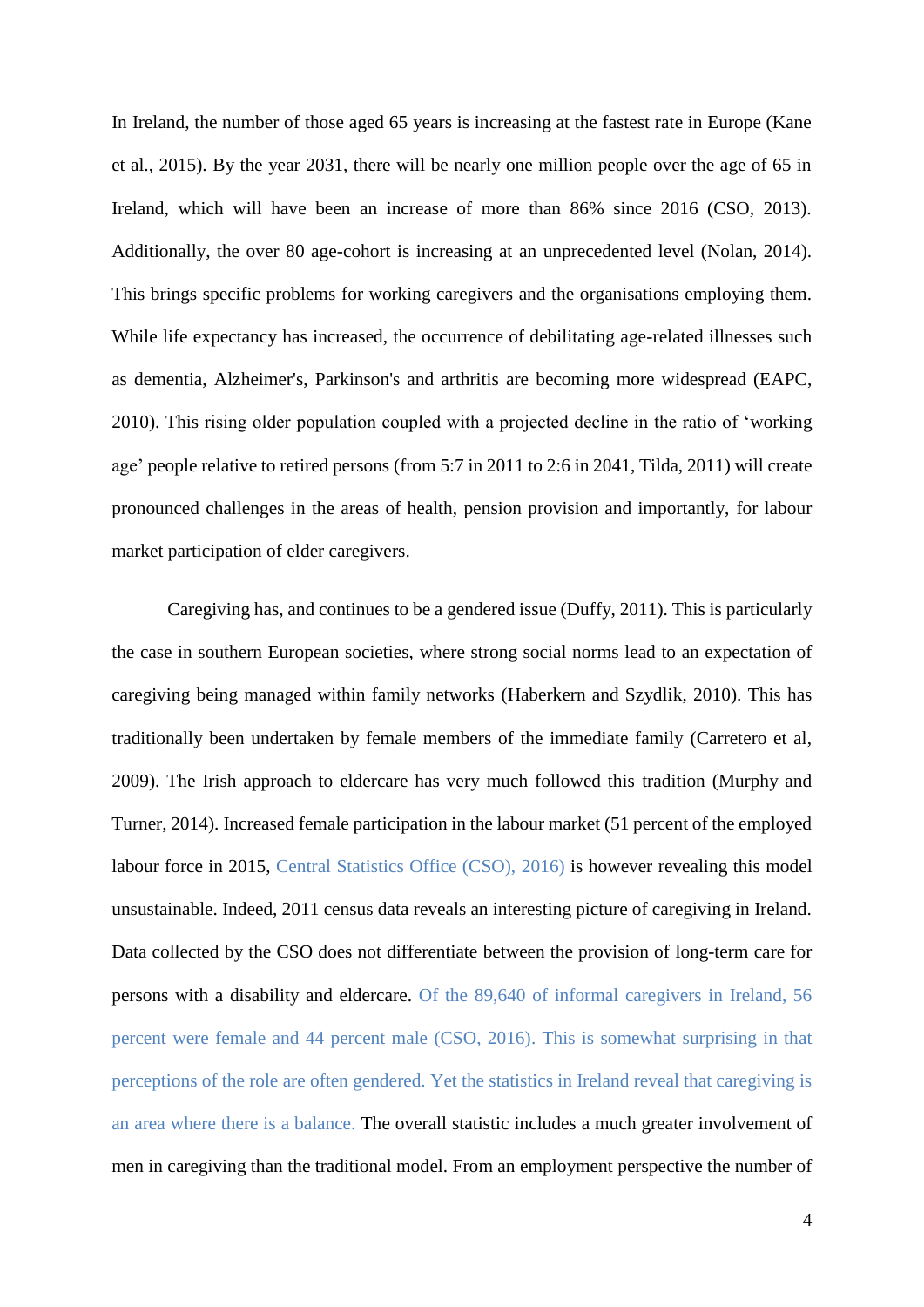In Ireland, the number of those aged 65 years is increasing at the fastest rate in Europe (Kane et al., 2015). By the year 2031, there will be nearly one million people over the age of 65 in Ireland, which will have been an increase of more than 86% since 2016 (CSO, 2013). Additionally, the over 80 age-cohort is increasing at an unprecedented level (Nolan, 2014). This brings specific problems for working caregivers and the organisations employing them. While life expectancy has increased, the occurrence of debilitating age-related illnesses such as dementia, Alzheimer's, Parkinson's and arthritis are becoming more widespread (EAPC, 2010). This rising older population coupled with a projected decline in the ratio of 'working age' people relative to retired persons (from 5:7 in 2011 to 2:6 in 2041, Tilda, 2011) will create pronounced challenges in the areas of health, pension provision and importantly, for labour market participation of elder caregivers.

Caregiving has, and continues to be a gendered issue (Duffy, 2011). This is particularly the case in southern European societies, where strong social norms lead to an expectation of caregiving being managed within family networks (Haberkern and Szydlik, 2010). This has traditionally been undertaken by female members of the immediate family (Carretero et al, 2009). The Irish approach to eldercare has very much followed this tradition (Murphy and Turner, 2014). Increased female participation in the labour market (51 percent of the employed labour force in 2015, Central Statistics Office (CSO), 2016) is however revealing this model unsustainable. Indeed, 2011 census data reveals an interesting picture of caregiving in Ireland. Data collected by the CSO does not differentiate between the provision of long-term care for persons with a disability and eldercare. Of the 89,640 of informal caregivers in Ireland, 56 percent were female and 44 percent male (CSO, 2016). This is somewhat surprising in that perceptions of the role are often gendered. Yet the statistics in Ireland reveal that caregiving is an area where there is a balance. The overall statistic includes a much greater involvement of men in caregiving than the traditional model. From an employment perspective the number of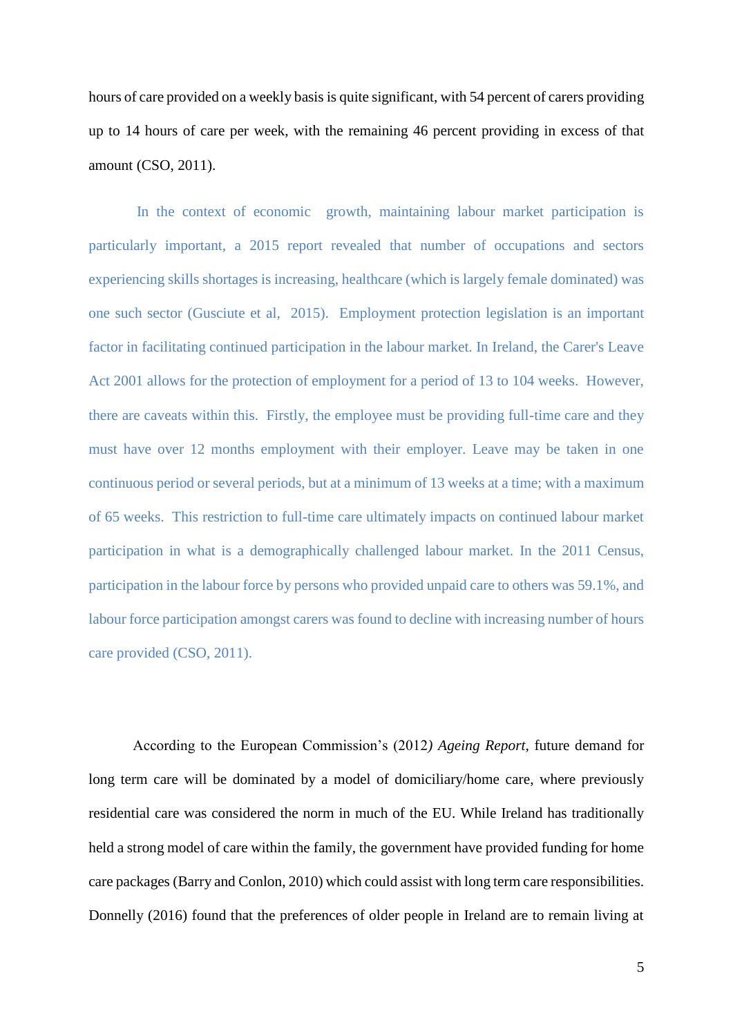hours of care provided on a weekly basis is quite significant, with 54 percent of carers providing up to 14 hours of care per week, with the remaining 46 percent providing in excess of that amount (CSO, 2011).

In the context of economic growth, maintaining labour market participation is particularly important, a 2015 report revealed that number of occupations and sectors experiencing skills shortages is increasing, healthcare (which is largely female dominated) was one such sector (Gusciute et al, 2015). Employment protection legislation is an important factor in facilitating continued participation in the labour market. In Ireland, the Carer's Leave Act 2001 allows for the protection of employment for a period of 13 to 104 weeks. However, there are caveats within this. Firstly, the employee must be providing full-time care and they must have over 12 months employment with their employer. Leave may be taken in one continuous period or several periods, but at a minimum of 13 weeks at a time; with a maximum of 65 weeks. This restriction to full-time care ultimately impacts on continued labour market participation in what is a demographically challenged labour market. In the 2011 Census, participation in the labour force by persons who provided unpaid care to others was 59.1%, and labour force participation amongst carers was found to decline with increasing number of hours care provided (CSO, 2011).

According to the European Commission's (2012*) Ageing Report*, future demand for long term care will be dominated by a model of domiciliary/home care, where previously residential care was considered the norm in much of the EU. While Ireland has traditionally held a strong model of care within the family, the government have provided funding for home care packages (Barry and Conlon, 2010) which could assist with long term care responsibilities. Donnelly (2016) found that the preferences of older people in Ireland are to remain living at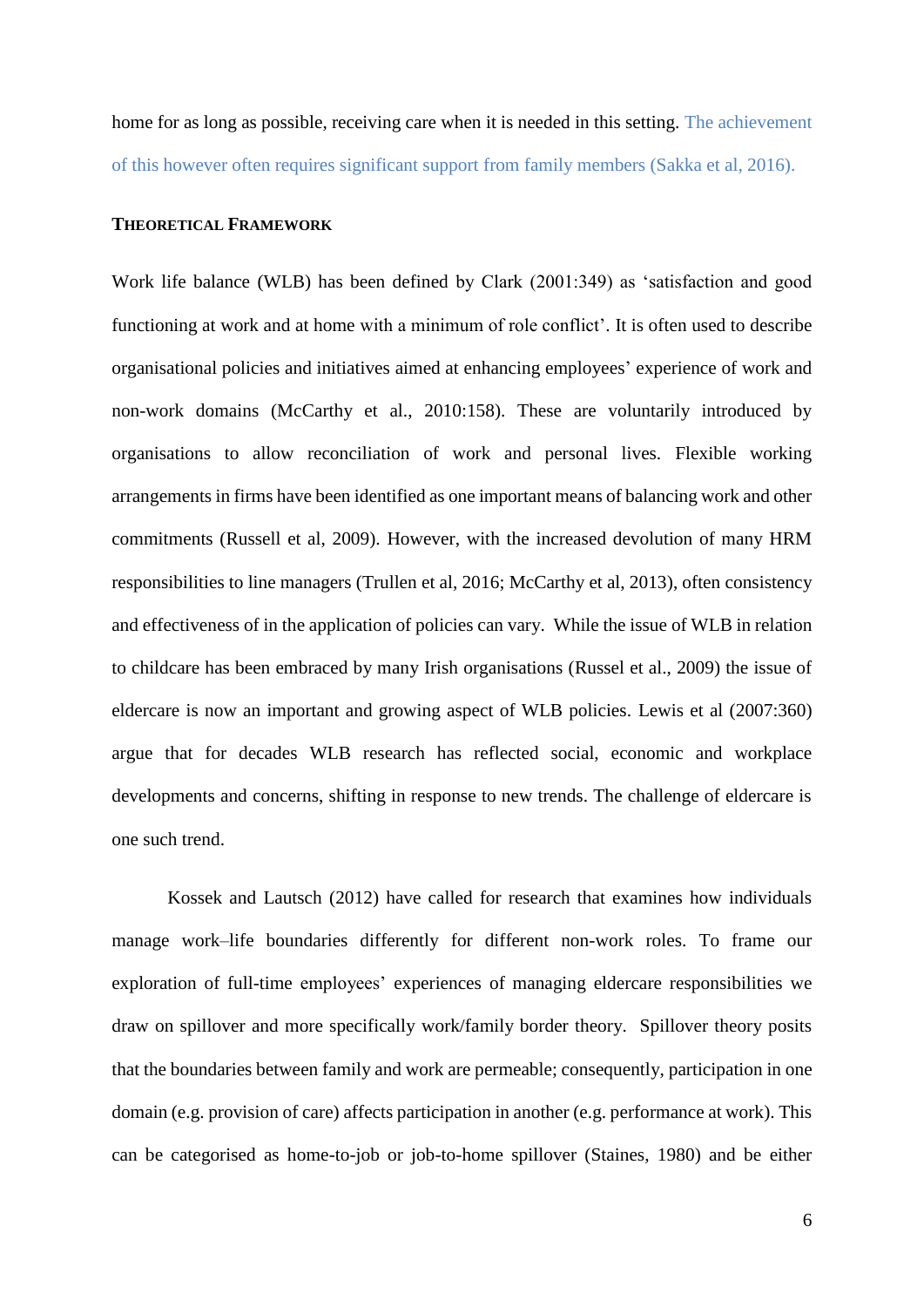home for as long as possible, receiving care when it is needed in this setting. The achievement of this however often requires significant support from family members (Sakka et al, 2016).

## Theoretical Framework

Work life balance (WLB) has been defined by Clark (2001:349) as 'satisfaction and good functioning at work and at home with a minimum of role conflict'. It is often used to describe organisational policies and initiatives aimed at enhancing employees' experience of work and non-work domains (McCarthy et al., 2010:158). These are voluntarily introduced by organisations to allow reconciliation of work and personal lives. Flexible working arrangements in firms have been identified as one important means of balancing work and other commitments (Russell et al, 2009). However, with the increased devolution of many HRM responsibilities to line managers (Trullen et al, 2016; McCarthy et al, 2013), often consistency and effectiveness of in the application of policies can vary. While the issue of WLB in relation to childcare has been embraced by many Irish organisations (Russel et al., 2009) the issue of eldercare is now an important and growing aspect of WLB policies. Lewis et al (2007:360) argue that for decades WLB research has reflected social, economic and workplace developments and concerns, shifting in response to new trends. The challenge of eldercare is one such trend.

Kossek and Lautsch (2012) have called for research that examines how individuals manage work–life boundaries differently for different non-work roles. To frame our exploration of full-time employees' experiences of managing eldercare responsibilities we draw on spillover and more specifically work/family border theory. Spillover theory posits that the boundaries between family and work are permeable; consequently, participation in one domain (e.g. provision of care) affects participation in another (e.g. performance at work). This can be categorised as home-to-job or job-to-home spillover (Staines, 1980) and be either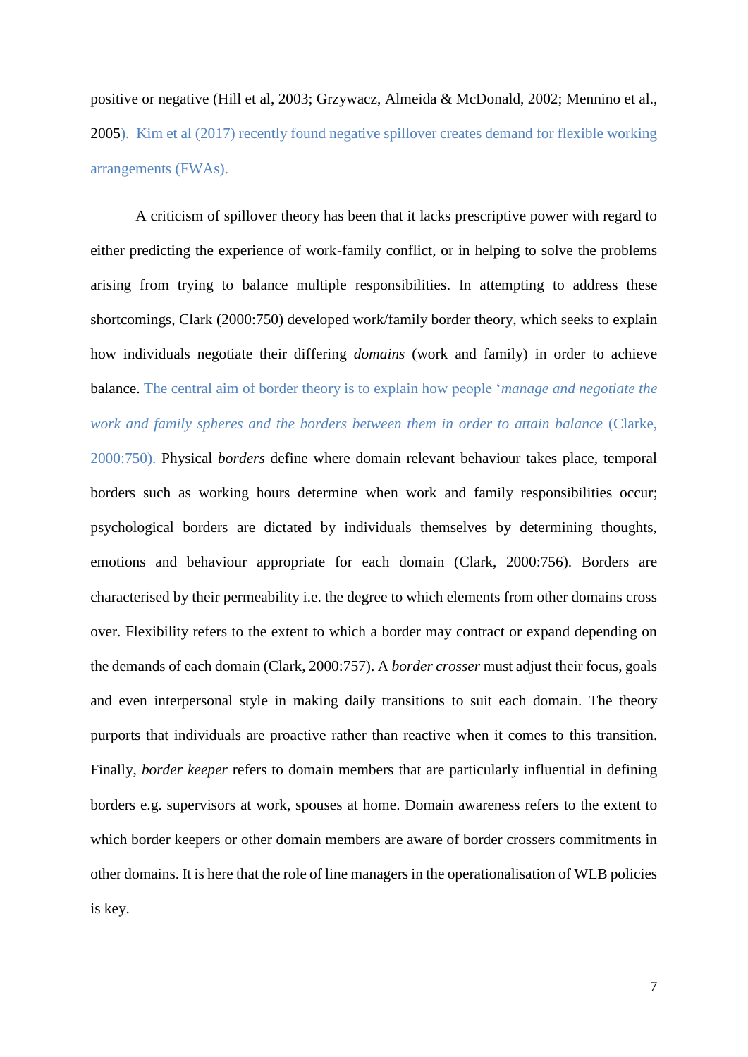positive or negative (Hill et al, 2003; Grzywacz, Almeida & McDonald, 2002; Mennino et al., 2005). Kim et al (2017) recently found negative spillover creates demand for flexible working arrangements (FWAs).

A criticism of spillover theory has been that it lacks prescriptive power with regard to either predicting the experience of work-family conflict, or in helping to solve the problems arising from trying to balance multiple responsibilities. In attempting to address these shortcomings, Clark (2000:750) developed work/family border theory, which seeks to explain how individuals negotiate their differing *domains* (work and family) in order to achieve balance. The central aim of border theory is to explain how people '*manage and negotiate the work and family spheres and the borders between them in order to attain balance* (Clarke, 2000:750). Physical *borders* define where domain relevant behaviour takes place, temporal borders such as working hours determine when work and family responsibilities occur; psychological borders are dictated by individuals themselves by determining thoughts, emotions and behaviour appropriate for each domain (Clark, 2000:756). Borders are characterised by their permeability i.e. the degree to which elements from other domains cross over. Flexibility refers to the extent to which a border may contract or expand depending on the demands of each domain (Clark, 2000:757). A *border crosser* must adjust their focus, goals and even interpersonal style in making daily transitions to suit each domain. The theory purports that individuals are proactive rather than reactive when it comes to this transition. Finally, *border keeper* refers to domain members that are particularly influential in defining borders e.g. supervisors at work, spouses at home. Domain awareness refers to the extent to which border keepers or other domain members are aware of border crossers commitments in other domains. It is here that the role of line managers in the operationalisation of WLB policies is key.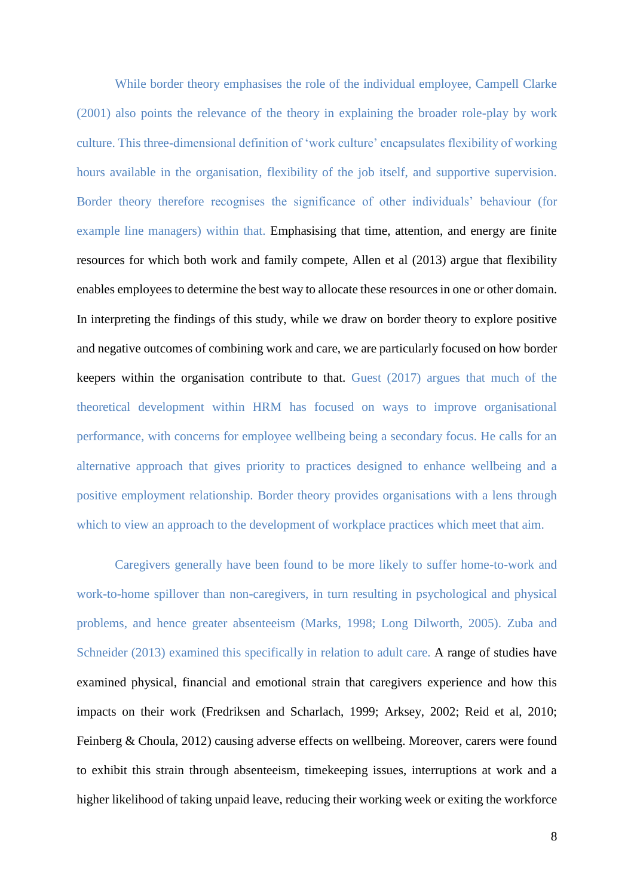While border theory emphasises the role of the individual employee, Campell Clarke (2001) also points the relevance of the theory in explaining the broader role-play by work culture. This three-dimensional definition of 'work culture' encapsulates flexibility of working hours available in the organisation, flexibility of the job itself, and supportive supervision. Border theory therefore recognises the significance of other individuals' behaviour (for example line managers) within that. Emphasising that time, attention, and energy are finite resources for which both work and family compete, Allen et al (2013) argue that flexibility enables employees to determine the best way to allocate these resources in one or other domain. In interpreting the findings of this study, while we draw on border theory to explore positive and negative outcomes of combining work and care, we are particularly focused on how border keepers within the organisation contribute to that. Guest (2017) argues that much of the theoretical development within HRM has focused on ways to improve organisational performance, with concerns for employee wellbeing being a secondary focus. He calls for an alternative approach that gives priority to practices designed to enhance wellbeing and a positive employment relationship. Border theory provides organisations with a lens through which to view an approach to the development of workplace practices which meet that aim.

Caregivers generally have been found to be more likely to suffer home-to-work and work-to-home spillover than non-caregivers, in turn resulting in psychological and physical problems, and hence greater absenteeism (Marks, 1998; Long Dilworth, 2005). Zuba and Schneider (2013) examined this specifically in relation to adult care. A range of studies have examined physical, financial and emotional strain that caregivers experience and how this impacts on their work (Fredriksen and Scharlach, 1999; Arksey, 2002; Reid et al, 2010; Feinberg & Choula, 2012) causing adverse effects on wellbeing. Moreover, carers were found to exhibit this strain through absenteeism, timekeeping issues, interruptions at work and a higher likelihood of taking unpaid leave, reducing their working week or exiting the workforce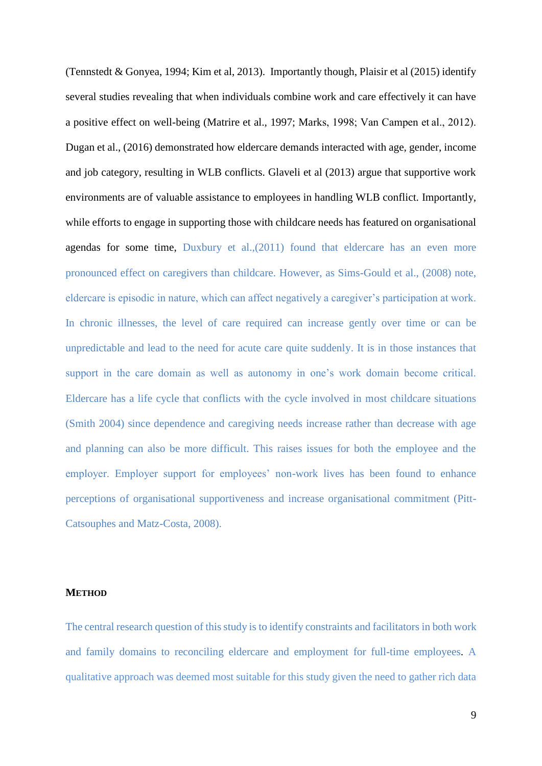(Tennstedt & Gonyea, 1994; Kim et al, 2013). Importantly though, Plaisir et al (2015) identify several studies revealing that when individuals combine work and care effectively it can have a positive effect on well-being (Matrire et al., 1997; Marks, 1998; Van Campen et al., 2012). Dugan et al., (2016) demonstrated how eldercare demands interacted with age, gender, income and job category, resulting in WLB conflicts. Glaveli et al (2013) argue that supportive work environments are of valuable assistance to employees in handling WLB conflict. Importantly, while efforts to engage in supporting those with childcare needs has featured on organisational agendas for some time, Duxbury et al.,(2011) found that eldercare has an even more pronounced effect on caregivers than childcare. However, as Sims-Gould et al., (2008) note, eldercare is episodic in nature, which can affect negatively a caregiver's participation at work. In chronic illnesses, the level of care required can increase gently over time or can be unpredictable and lead to the need for acute care quite suddenly. It is in those instances that support in the care domain as well as autonomy in one's work domain become critical. Eldercare has a life cycle that conflicts with the cycle involved in most childcare situations (Smith 2004) since dependence and caregiving needs increase rather than decrease with age and planning can also be more difficult. This raises issues for both the employee and the employer. Employer support for employees' non-work lives has been found to enhance perceptions of organisational supportiveness and increase organisational commitment (Pitt-Catsouphes and Matz-Costa, 2008).

## METHOD

The central research question of this study is to identify constraints and facilitators in both work and family domains to reconciling eldercare and employment for full-time employees. A qualitative approach was deemed most suitable for this study given the need to gather rich data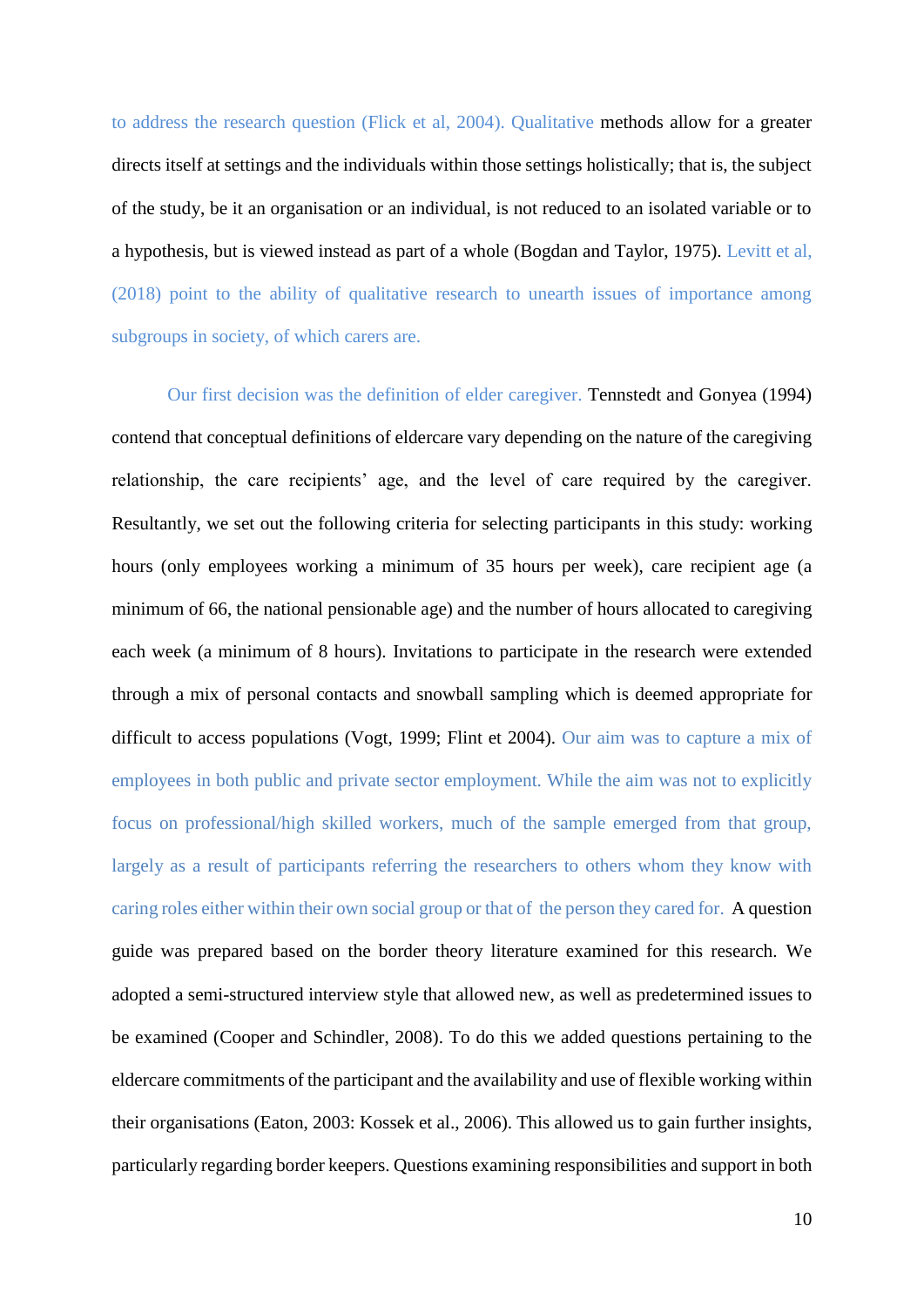to address the research question (Flick et al, 2004). Qualitative methods allow for a greater directs itself at settings and the individuals within those settings holistically; that is, the subject of the study, be it an organisation or an individual, is not reduced to an isolated variable or to a hypothesis, but is viewed instead as part of a whole (Bogdan and Taylor, 1975). Levitt et al, (2018) point to the ability of qualitative research to unearth issues of importance among subgroups in society, of which carers are.

Our first decision was the definition of elder caregiver. Tennstedt and Gonyea (1994) contend that conceptual definitions of eldercare vary depending on the nature of the caregiving relationship, the care recipients' age, and the level of care required by the caregiver. Resultantly, we set out the following criteria for selecting participants in this study: working hours (only employees working a minimum of 35 hours per week), care recipient age (a minimum of 66, the national pensionable age) and the number of hours allocated to caregiving each week (a minimum of 8 hours). Invitations to participate in the research were extended through a mix of personal contacts and snowball sampling which is deemed appropriate for difficult to access populations (Vogt, 1999; Flint et 2004). Our aim was to capture a mix of employees in both public and private sector employment. While the aim was not to explicitly focus on professional/high skilled workers, much of the sample emerged from that group, largely as a result of participants referring the researchers to others whom they know with caring roles either within their own social group or that of the person they cared for. A question guide was prepared based on the border theory literature examined for this research. We adopted a semi-structured interview style that allowed new, as well as predetermined issues to be examined (Cooper and Schindler, 2008). To do this we added questions pertaining to the eldercare commitments of the participant and the availability and use of flexible working within their organisations (Eaton, 2003: Kossek et al., 2006). This allowed us to gain further insights, particularly regarding border keepers. Questions examining responsibilities and support in both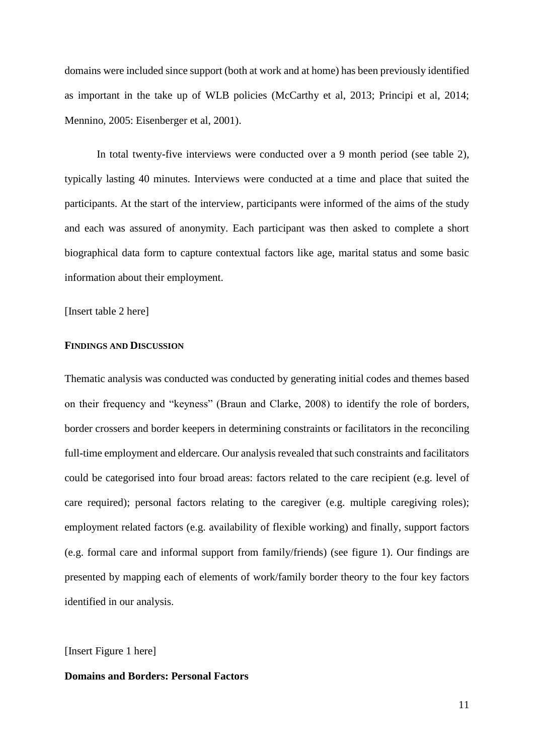domains were included since support (both at work and at home) has been previously identified as important in the take up of WLB policies (McCarthy et al, 2013; Principi et al, 2014; Mennino, 2005: Eisenberger et al, 2001).

In total twenty-five interviews were conducted over a 9 month period (see table 2), typically lasting 40 minutes. Interviews were conducted at a time and place that suited the participants. At the start of the interview, participants were informed of the aims of the study and each was assured of anonymity. Each participant was then asked to complete a short biographical data form to capture contextual factors like age, marital status and some basic information about their employment.

[Insert table 2 here]

## FINDINGS AND DISCUSSION

Thematic analysis was conducted was conducted by generating initial codes and themes based on their frequency and "keyness" (Braun and Clarke, 2008) to identify the role of borders, border crossers and border keepers in determining constraints or facilitators in the reconciling full-time employment and eldercare. Our analysis revealed that such constraints and facilitators could be categorised into four broad areas: factors related to the care recipient (e.g. level of care required); personal factors relating to the caregiver (e.g. multiple caregiving roles); employment related factors (e.g. availability of flexible working) and finally, support factors (e.g. formal care and informal support from family/friends) (see figure 1). Our findings are presented by mapping each of elements of work/family border theory to the four key factors identified in our analysis.

[Insert Figure 1 here]

### Domains and Borders: Personal Factors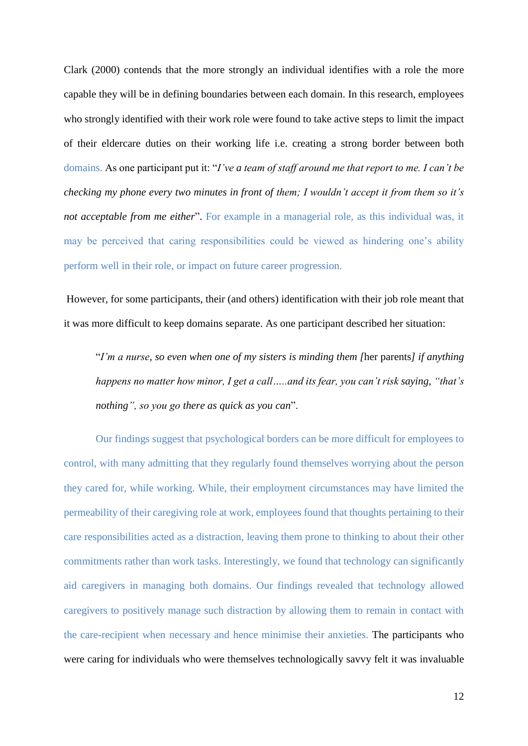Clark (2000) contends that the more strongly an individual identifies with a role the more capable they will be in defining boundaries between each domain. In this research, employees who strongly identified with their work role were found to take active steps to limit the impact of their eldercare duties on their working life i.e. creating a strong border between both domains. As one participant put it: "*I've a team of staff around me that report to me. I can't be checking my phone every two minutes in front of them; I wouldn't accept it from them so it's not acceptable from me either*". For example in a managerial role, as this individual was, it may be perceived that caring responsibilities could be viewed as hindering one's ability perform well in their role, or impact on future career progression.

However, for some participants, their (and others) identification with their job role meant that it was more difficult to keep domains separate. As one participant described her situation:

> "*I'm a nurse, so even when one of my sisters is minding them [*her parents*] if anything happens no matter how minor, I get a call.....and its fear, you can't risk saying, "that's nothing", so you go there as quick as you can*".

Our findings suggest that psychological borders can be more difficult for employees to control, with many admitting that they regularly found themselves worrying about the person they cared for, while working. While, their employment circumstances may have limited the permeability of their caregiving role at work, employees found that thoughts pertaining to their care responsibilities acted as a distraction, leaving them prone to thinking to about their other commitments rather than work tasks. Interestingly, we found that technology can significantly aid caregivers in managing both domains. Our findings revealed that technology allowed caregivers to positively manage such distraction by allowing them to remain in contact with the care-recipient when necessary and hence minimise their anxieties. The participants who were caring for individuals who were themselves technologically savvy felt it was invaluable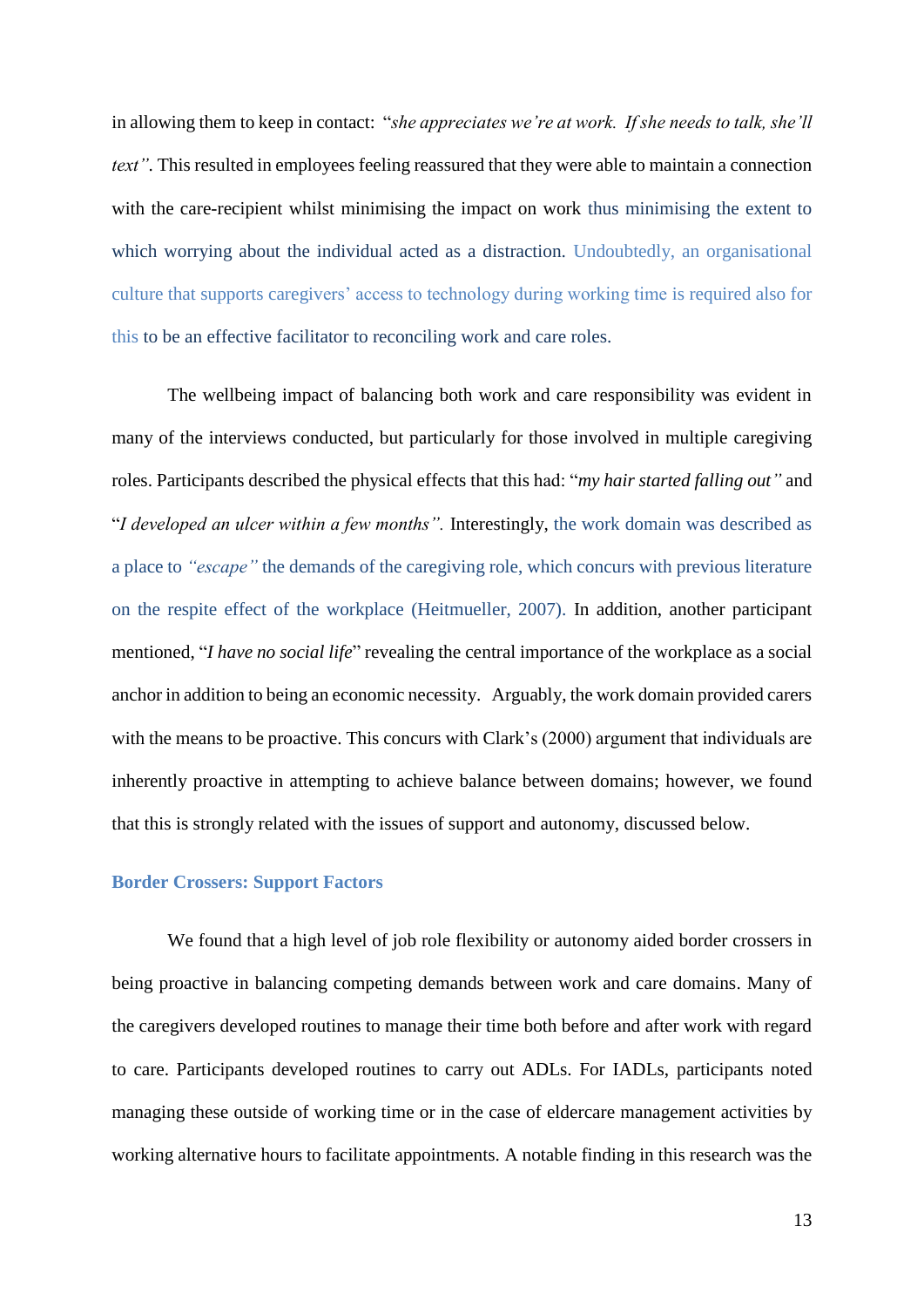in allowing them to keep in contact: "*she appreciates we're at work. If she needs to talk, she'll text*". This resulted in employees feeling reassured that they were able to maintain a connection with the care-recipient whilst minimising the impact on work thus minimising the extent to which worrying about the individual acted as a distraction. Undoubtedly, an organisational culture that supports caregivers' access to technology during working time is required also for this to be an effective facilitator to reconciling work and care roles.

The wellbeing impact of balancing both work and care responsibility was evident in many of the interviews conducted, but particularly for those involved in multiple caregiving roles. Participants described the physical effects that this had: "*my hair started falling out*" and "*I developed an ulcer within a few months*". Interestingly, the work domain was described as a place to *"escape"* the demands of the caregiving role, which concurs with previous literature on the respite effect of the workplace (Heitmueller, 2007). In addition, another participant mentioned, "*I have no social life*" revealing the central importance of the workplace as a social anchor in addition to being an economic necessity. Arguably, the work domain provided carers with the means to be proactive. This concurs with Clark's (2000) argument that individuals are inherently proactive in attempting to achieve balance between domains; however, we found that this is strongly related with the issues of support and autonomy, discussed below.

### Border Crossers: Support Factors

We found that a high level of job role flexibility or autonomy aided border crossers in being proactive in balancing competing demands between work and care domains. Many of the caregivers developed routines to manage their time both before and after work with regard to care. Participants developed routines to carry out ADLs. For IADLs, participants noted managing these outside of working time or in the case of eldercare management activities by working alternative hours to facilitate appointments. A notable finding in this research was the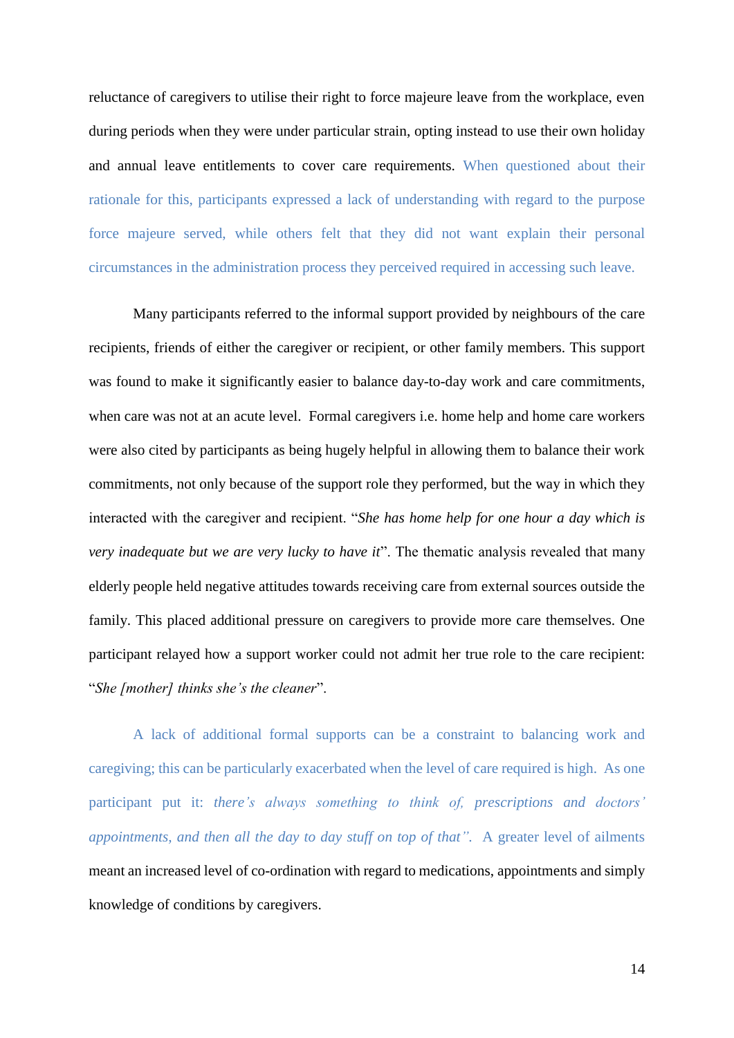reluctance of caregivers to utilise their right to force majeure leave from the workplace, even during periods when they were under particular strain, opting instead to use their own holiday and annual leave entitlements to cover care requirements. When questioned about their rationale for this, participants expressed a lack of understanding with regard to the purpose force majeure served, while others felt that they did not want explain their personal circumstances in the administration process they perceived required in accessing such leave.

Many participants referred to the informal support provided by neighbours of the care recipients, friends of either the caregiver or recipient, or other family members. This support was found to make it significantly easier to balance day-to-day work and care commitments, when care was not at an acute level. Formal caregivers i.e. home help and home care workers were also cited by participants as being hugely helpful in allowing them to balance their work commitments, not only because of the support role they performed, but the way in which they interacted with the caregiver and recipient. "*She has home help for one hour a day which is very inadequate but we are very lucky to have it*". The thematic analysis revealed that many elderly people held negative attitudes towards receiving care from external sources outside the family. This placed additional pressure on caregivers to provide more care themselves. One participant relayed how a support worker could not admit her true role to the care recipient: "*She [mother] thinks she's the cleaner*".

A lack of additional formal supports can be a constraint to balancing work and caregiving; this can be particularly exacerbated when the level of care required is high. As one participant put it: *there's always something to think of, prescriptions and doctors' appointments, and then all the day to day stuff on top of that".* A greater level of ailments meant an increased level of co-ordination with regard to medications, appointments and simply knowledge of conditions by caregivers.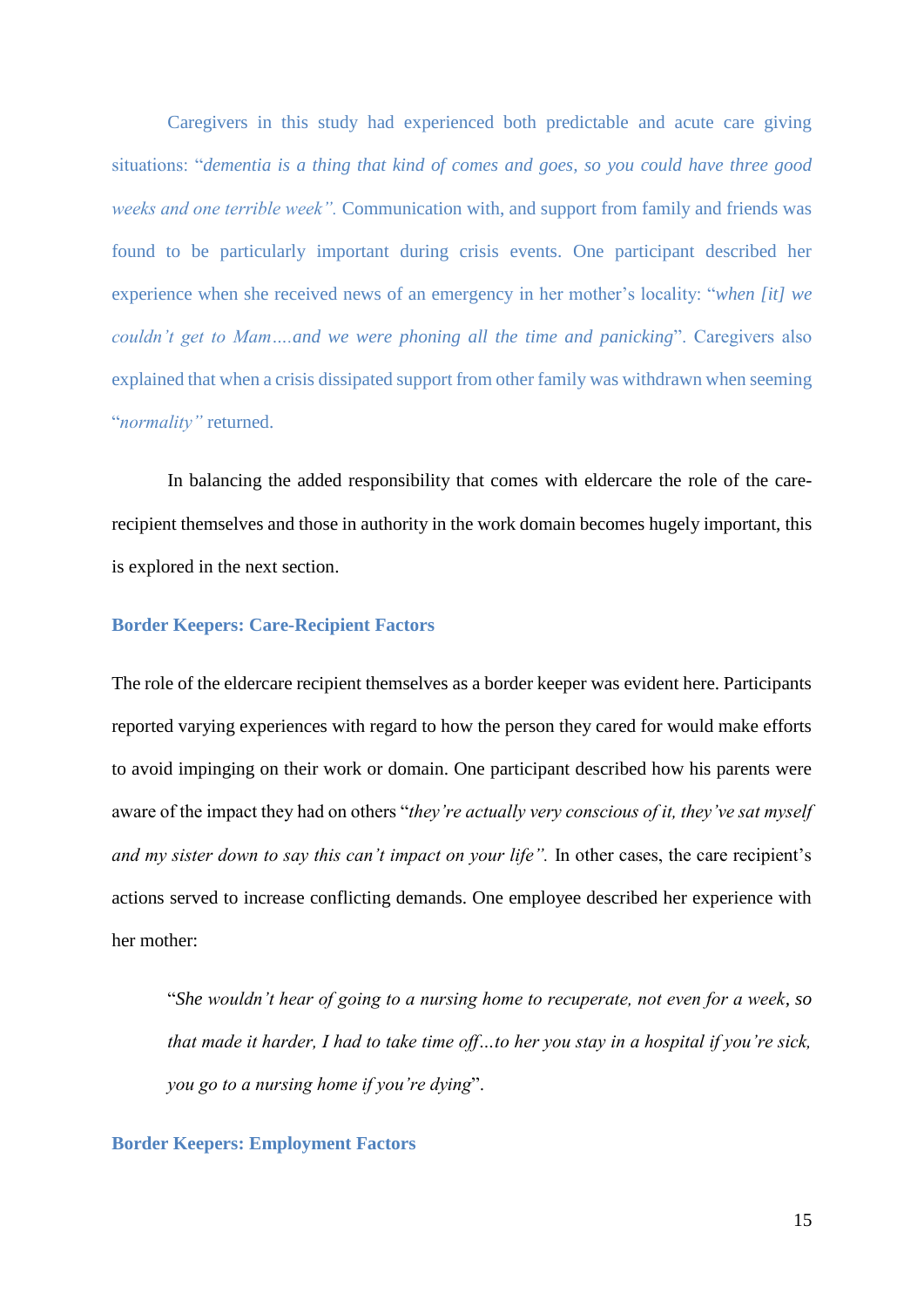Caregivers in this study had experienced both predictable and acute care giving situations: "*dementia is a thing that kind of comes and goes, so you could have three good weeks and one terrible week".* Communication with, and support from family and friends was found to be particularly important during crisis events. One participant described her experience when she received news of an emergency in her mother's locality: "*when [it] we couldn't get to Mam….and we were phoning all the time and panicking*". Caregivers also explained that when a crisis dissipated support from other family was withdrawn when seeming "*normality"* returned.

In balancing the added responsibility that comes with eldercare the role of the care-recipient themselves and those in authority in the work domain becomes hugely important, this is explored in the next section.

### Border Keepers: Care-Recipient Factors

The role of the eldercare recipient themselves as a border keeper was evident here. Participants reported varying experiences with regard to how the person they cared for would make efforts to avoid impinging on their work or domain. One participant described how his parents were aware of the impact they had on others "*they're actually very conscious of it, they've sat myself and my sister down to say this can't impact on your life".* In other cases, the care recipient's actions served to increase conflicting demands. One employee described her experience with her mother:

> "*She wouldn't hear of going to a nursing home to recuperate, not even for a week*, *so that made it harder, I had to take time off…to her you stay in a hospital if you're sick, you go to a nursing home if you're dying*".

### Border Keepers: Employment Factors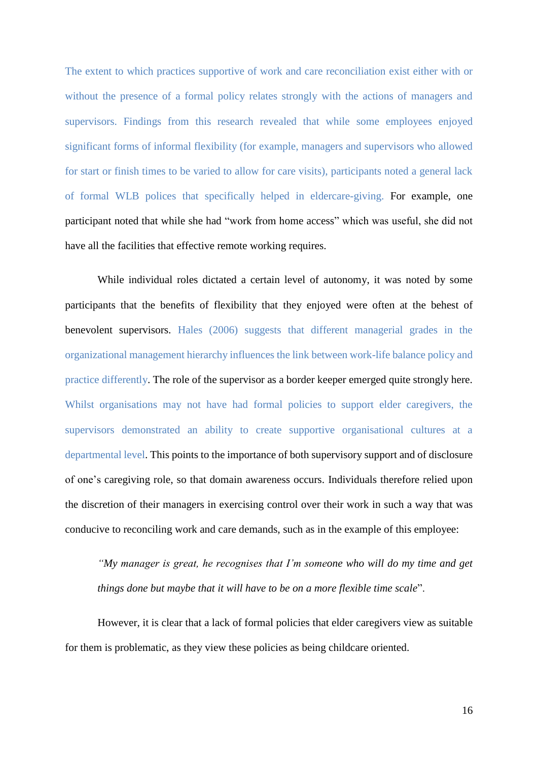The extent to which practices supportive of work and care reconciliation exist either with or without the presence of a formal policy relates strongly with the actions of managers and supervisors. Findings from this research revealed that while some employees enjoyed significant forms of informal flexibility (for example, managers and supervisors who allowed for start or finish times to be varied to allow for care visits), participants noted a general lack of formal WLB polices that specifically helped in eldercare-giving. For example, one participant noted that while she had "work from home access" which was useful, she did not have all the facilities that effective remote working requires.

While individual roles dictated a certain level of autonomy, it was noted by some participants that the benefits of flexibility that they enjoyed were often at the behest of benevolent supervisors. Hales (2006) suggests that different managerial grades in the organizational management hierarchy influences the link between work-life balance policy and practice differently. The role of the supervisor as a border keeper emerged quite strongly here. Whilst organisations may not have had formal policies to support elder caregivers, the supervisors demonstrated an ability to create supportive organisational cultures at a departmental level. This points to the importance of both supervisory support and of disclosure of one's caregiving role, so that domain awareness occurs. Individuals therefore relied upon the discretion of their managers in exercising control over their work in such a way that was conducive to reconciling work and care demands, such as in the example of this employee:

> *"My manager is great, he recognises that I'm someone who will do my time and get things done but maybe that it will have to be on a more flexible time scale*".

However, it is clear that a lack of formal policies that elder caregivers view as suitable for them is problematic, as they view these policies as being childcare oriented.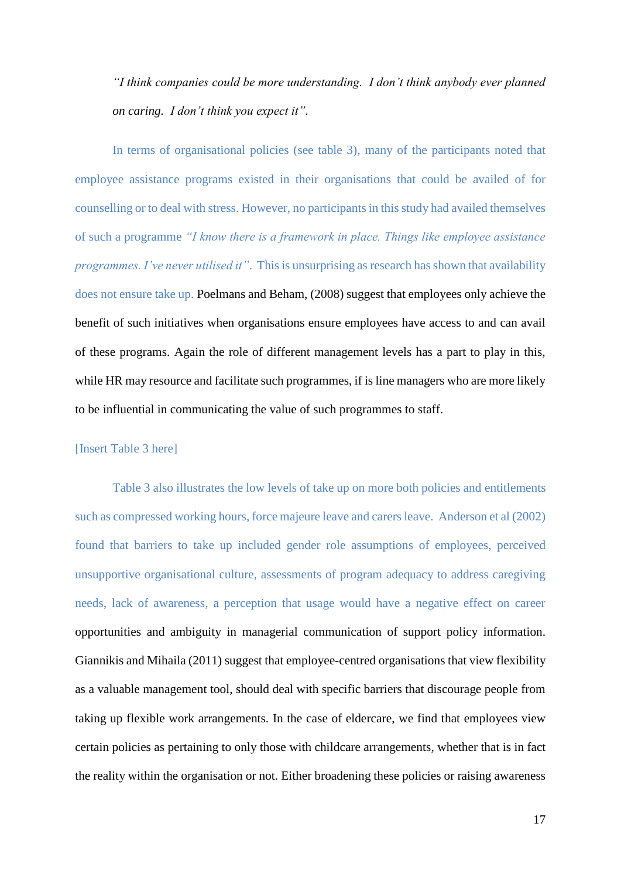*"I think companies could be more understanding. I don't think anybody ever planned on caring. I don't think you expect it".*

In terms of organisational policies (see table 3), many of the participants noted that employee assistance programs existed in their organisations that could be availed of for counselling or to deal with stress. However, no participants in this study had availed themselves of such a programme *"I know there is a framework in place. Things like employee assistance programmes. I've never utilised it"*. This is unsurprising as research has shown that availability does not ensure take up. Poelmans and Beham, (2008) suggest that employees only achieve the benefit of such initiatives when organisations ensure employees have access to and can avail of these programs. Again the role of different management levels has a part to play in this, while HR may resource and facilitate such programmes, if is line managers who are more likely to be influential in communicating the value of such programmes to staff.

[Insert Table 3 here]

Table 3 also illustrates the low levels of take up on more both policies and entitlements such as compressed working hours, force majeure leave and carers leave. Anderson et al (2002) found that barriers to take up included gender role assumptions of employees, perceived unsupportive organisational culture, assessments of program adequacy to address caregiving needs, lack of awareness, a perception that usage would have a negative effect on career opportunities and ambiguity in managerial communication of support policy information. Giannikis and Mihaila (2011) suggest that employee-centred organisations that view flexibility as a valuable management tool, should deal with specific barriers that discourage people from taking up flexible work arrangements. In the case of eldercare, we find that employees view certain policies as pertaining to only those with childcare arrangements, whether that is in fact the reality within the organisation or not. Either broadening these policies or raising awareness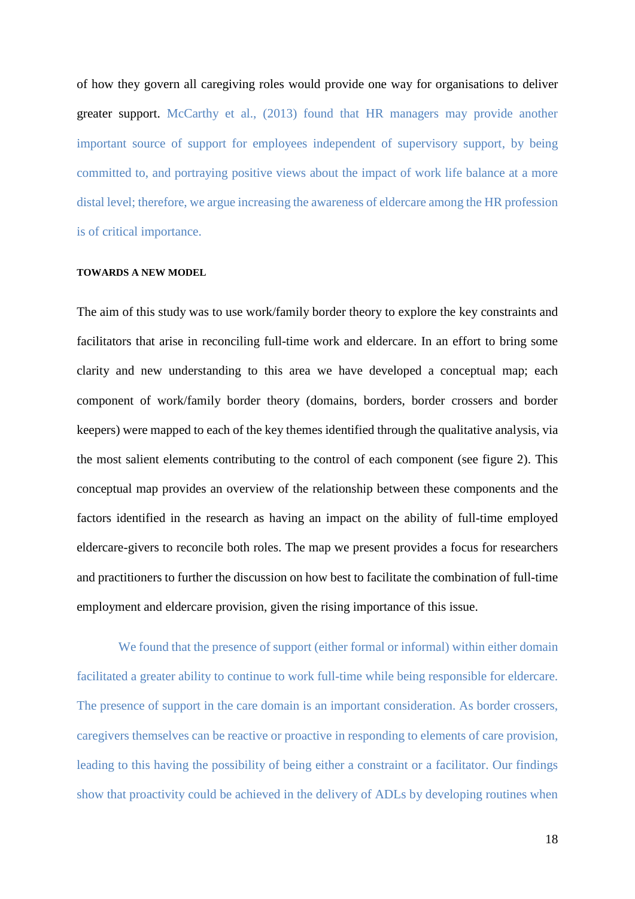of how they govern all caregiving roles would provide one way for organisations to deliver greater support. McCarthy et al., (2013) found that HR managers may provide another important source of support for employees independent of supervisory support, by being committed to, and portraying positive views about the impact of work life balance at a more distal level; therefore, we argue increasing the awareness of eldercare among the HR profession is of critical importance.

#### TOWARDS A NEW MODEL

The aim of this study was to use work/family border theory to explore the key constraints and facilitators that arise in reconciling full-time work and eldercare. In an effort to bring some clarity and new understanding to this area we have developed a conceptual map; each component of work/family border theory (domains, borders, border crossers and border keepers) were mapped to each of the key themes identified through the qualitative analysis, via the most salient elements contributing to the control of each component (see figure 2). This conceptual map provides an overview of the relationship between these components and the factors identified in the research as having an impact on the ability of full-time employed eldercare-givers to reconcile both roles. The map we present provides a focus for researchers and practitioners to further the discussion on how best to facilitate the combination of full-time employment and eldercare provision, given the rising importance of this issue.

We found that the presence of support (either formal or informal) within either domain facilitated a greater ability to continue to work full-time while being responsible for eldercare. The presence of support in the care domain is an important consideration. As border crossers, caregivers themselves can be reactive or proactive in responding to elements of care provision, leading to this having the possibility of being either a constraint or a facilitator. Our findings show that proactivity could be achieved in the delivery of ADLs by developing routines when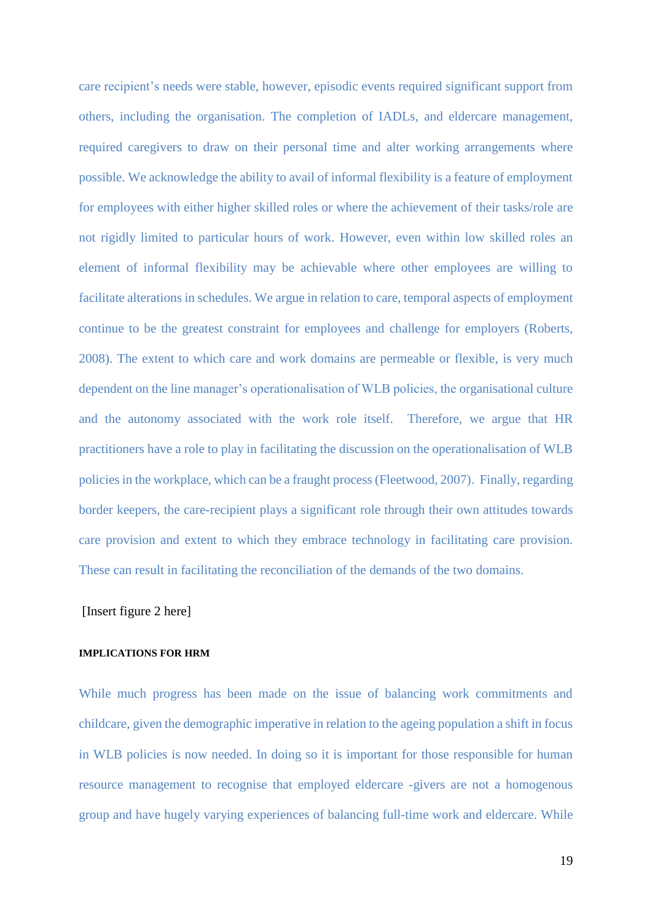care recipient's needs were stable, however, episodic events required significant support from others, including the organisation. The completion of IADLs, and eldercare management, required caregivers to draw on their personal time and alter working arrangements where possible. We acknowledge the ability to avail of informal flexibility is a feature of employment for employees with either higher skilled roles or where the achievement of their tasks/role are not rigidly limited to particular hours of work. However, even within low skilled roles an element of informal flexibility may be achievable where other employees are willing to facilitate alterations in schedules. We argue in relation to care, temporal aspects of employment continue to be the greatest constraint for employees and challenge for employers (Roberts, 2008). The extent to which care and work domains are permeable or flexible, is very much dependent on the line manager's operationalisation of WLB policies, the organisational culture and the autonomy associated with the work role itself. Therefore, we argue that HR practitioners have a role to play in facilitating the discussion on the operationalisation of WLB policies in the workplace, which can be a fraught process (Fleetwood, 2007). Finally, regarding border keepers, the care-recipient plays a significant role through their own attitudes towards care provision and extent to which they embrace technology in facilitating care provision. These can result in facilitating the reconciliation of the demands of the two domains.

[Insert figure 2 here]

#### IMPLICATIONS FOR HRM

While much progress has been made on the issue of balancing work commitments and childcare, given the demographic imperative in relation to the ageing population a shift in focus in WLB policies is now needed. In doing so it is important for those responsible for human resource management to recognise that employed eldercare -givers are not a homogenous group and have hugely varying experiences of balancing full-time work and eldercare. While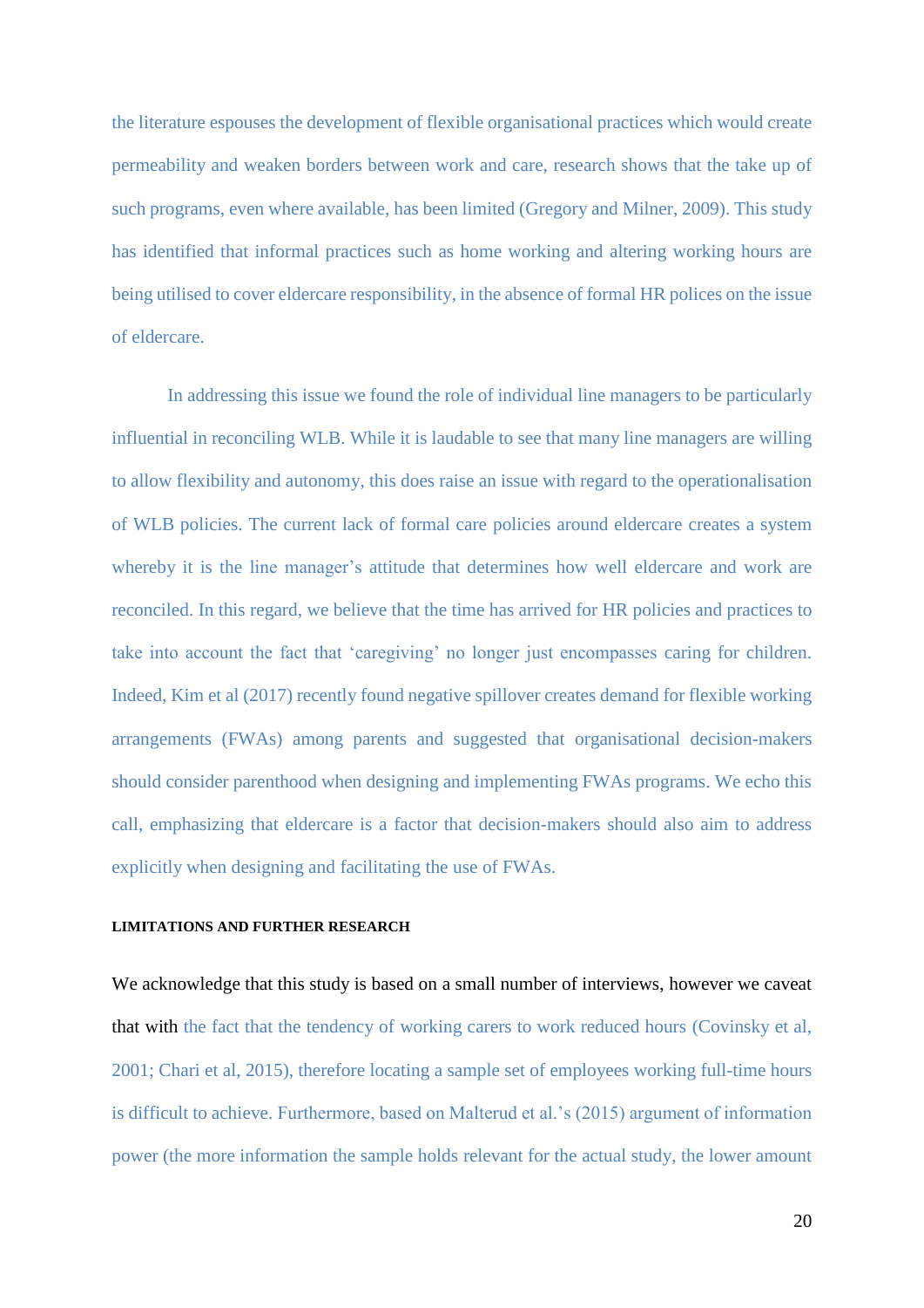the literature espouses the development of flexible organisational practices which would create permeability and weaken borders between work and care, research shows that the take up of such programs, even where available, has been limited (Gregory and Milner, 2009). This study has identified that informal practices such as home working and altering working hours are being utilised to cover eldercare responsibility, in the absence of formal HR polices on the issue of eldercare.

In addressing this issue we found the role of individual line managers to be particularly influential in reconciling WLB. While it is laudable to see that many line managers are willing to allow flexibility and autonomy, this does raise an issue with regard to the operationalisation of WLB policies. The current lack of formal care policies around eldercare creates a system whereby it is the line manager's attitude that determines how well eldercare and work are reconciled. In this regard, we believe that the time has arrived for HR policies and practices to take into account the fact that 'caregiving' no longer just encompasses caring for children. Indeed, Kim et al (2017) recently found negative spillover creates demand for flexible working arrangements (FWAs) among parents and suggested that organisational decision-makers should consider parenthood when designing and implementing FWAs programs. We echo this call, emphasizing that eldercare is a factor that decision-makers should also aim to address explicitly when designing and facilitating the use of FWAs.

#### LIMITATIONS AND FURTHER RESEARCH

We acknowledge that this study is based on a small number of interviews, however we caveat that with the fact that the tendency of working carers to work reduced hours (Covinsky et al, 2001; Chari et al, 2015), therefore locating a sample set of employees working full-time hours is difficult to achieve. Furthermore, based on Malterud et al.'s (2015) argument of information power (the more information the sample holds relevant for the actual study, the lower amount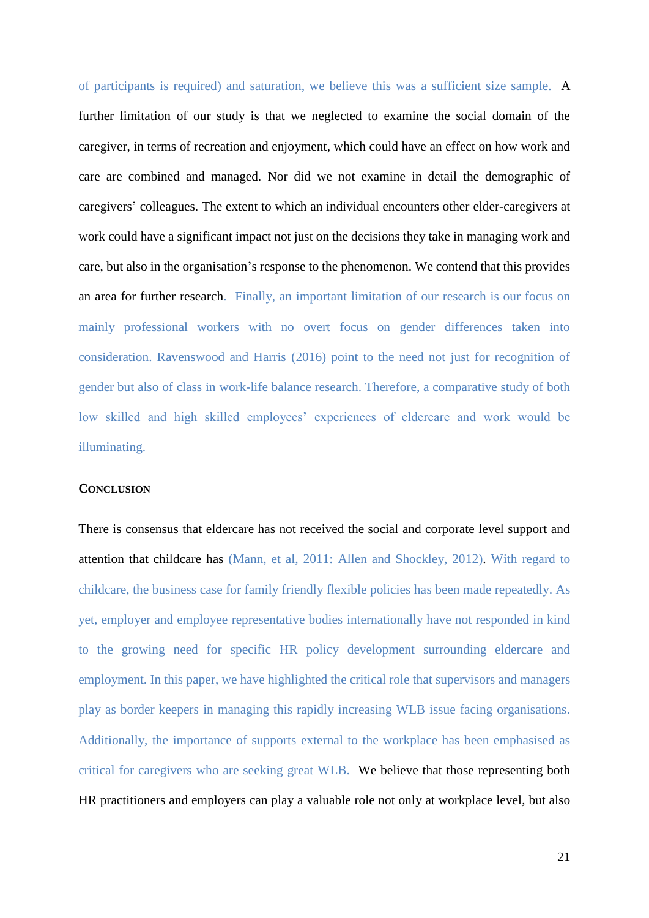of participants is required) and saturation, we believe this was a sufficient size sample. A further limitation of our study is that we neglected to examine the social domain of the caregiver, in terms of recreation and enjoyment, which could have an effect on how work and care are combined and managed. Nor did we not examine in detail the demographic of caregivers' colleagues. The extent to which an individual encounters other elder-caregivers at work could have a significant impact not just on the decisions they take in managing work and care, but also in the organisation's response to the phenomenon. We contend that this provides an area for further research. Finally, an important limitation of our research is our focus on mainly professional workers with no overt focus on gender differences taken into consideration. Ravenswood and Harris (2016) point to the need not just for recognition of gender but also of class in work-life balance research. Therefore, a comparative study of both low skilled and high skilled employees' experiences of eldercare and work would be illuminating.

## CONCLUSION

There is consensus that eldercare has not received the social and corporate level support and attention that childcare has (Mann, et al, 2011: Allen and Shockley, 2012). With regard to childcare, the business case for family friendly flexible policies has been made repeatedly. As yet, employer and employee representative bodies internationally have not responded in kind to the growing need for specific HR policy development surrounding eldercare and employment. In this paper, we have highlighted the critical role that supervisors and managers play as border keepers in managing this rapidly increasing WLB issue facing organisations. Additionally, the importance of supports external to the workplace has been emphasised as critical for caregivers who are seeking great WLB. We believe that those representing both HR practitioners and employers can play a valuable role not only at workplace level, but also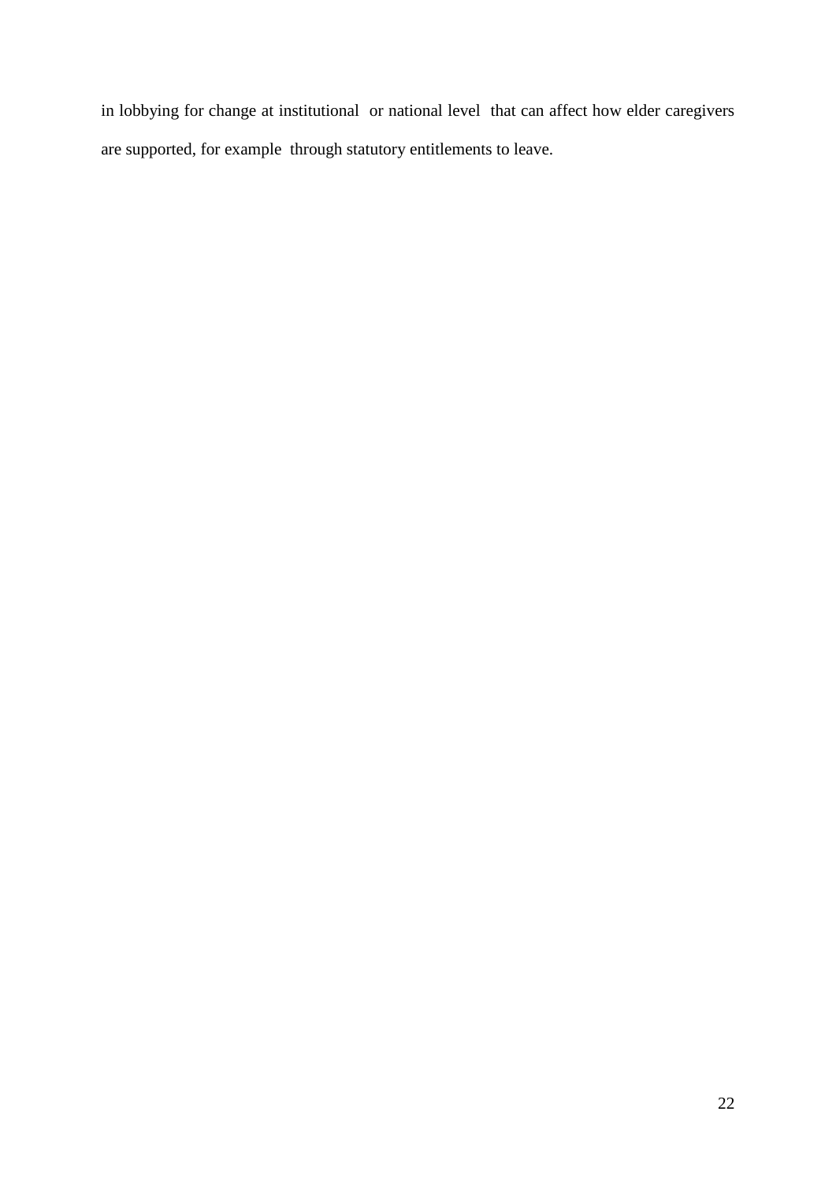in lobbying for change at institutional or national level that can affect how elder caregivers are supported, for example through statutory entitlements to leave.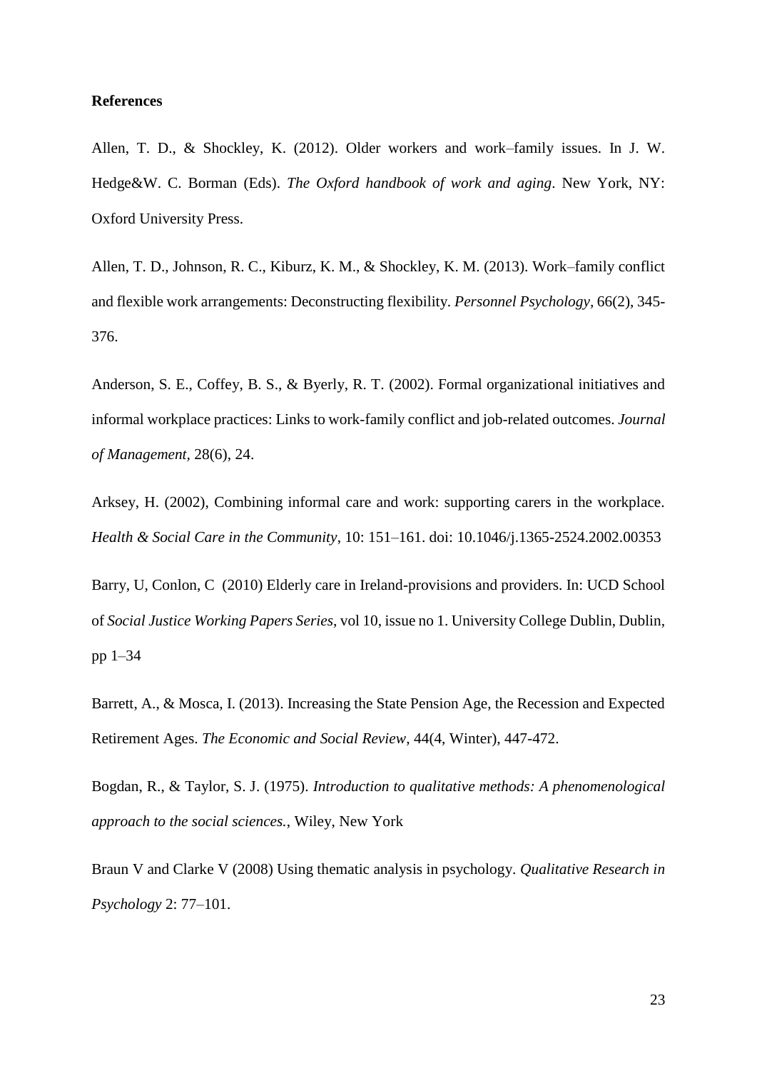**References**

Allen, T. D., & Shockley, K. (2012). Older workers and work–family issues. In J. W. Hedge&W. C. Borman (Eds). *The Oxford handbook of work and aging*. New York, NY: Oxford University Press.

Allen, T. D., Johnson, R. C., Kiburz, K. M., & Shockley, K. M. (2013). Work–family conflict and flexible work arrangements: Deconstructing flexibility. *Personnel Psychology*, 66(2), 345-376.

Anderson, S. E., Coffey, B. S., & Byerly, R. T. (2002). Formal organizational initiatives and informal workplace practices: Links to work-family conflict and job-related outcomes. *Journal of Management*, 28(6), 24.

Arksey, H. (2002), Combining informal care and work: supporting carers in the workplace. *Health & Social Care in the Community*, 10: 151–161. doi: 10.1046/j.1365-2524.2002.00353

Barry, U, Conlon, C (2010) Elderly care in Ireland-provisions and providers. In: UCD School of *Social Justice Working Papers Series*, vol 10, issue no 1. University College Dublin, Dublin, pp 1–34

Barrett, A., & Mosca, I. (2013). Increasing the State Pension Age, the Recession and Expected Retirement Ages. *The Economic and Social Review*, 44(4, Winter), 447-472.

Bogdan, R., & Taylor, S. J. (1975). *Introduction to qualitative methods: A phenomenological approach to the social sciences.*, Wiley, New York

Braun V and Clarke V (2008) Using thematic analysis in psychology. *Qualitative Research in Psychology* 2: 77–101.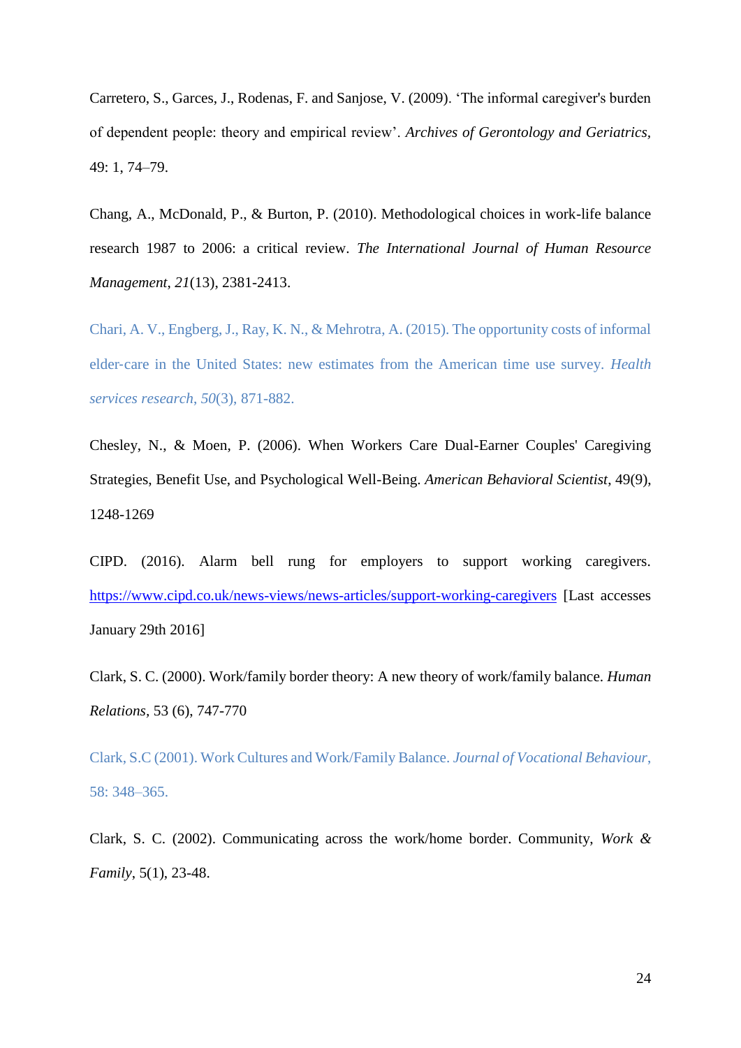Carretero, S., Garces, J., Rodenas, F. and Sanjose, V. (2009). 'The informal caregiver's burden of dependent people: theory and empirical review'. *Archives of Gerontology and Geriatrics*, 49: 1, 74–79.

Chang, A., McDonald, P., & Burton, P. (2010). Methodological choices in work-life balance research 1987 to 2006: a critical review. *The International Journal of Human Resource Management*, *21*(13), 2381-2413.

Chari, A. V., Engberg, J., Ray, K. N., & Mehrotra, A. (2015). The opportunity costs of informal elder-care in the United States: new estimates from the American time use survey. *Health services research*, *50*(3), 871-882.

Chesley, N., & Moen, P. (2006). When Workers Care Dual-Earner Couples' Caregiving Strategies, Benefit Use, and Psychological Well-Being. *American Behavioral Scientist*, 49(9), 1248-1269

CIPD. (2016). Alarm bell rung for employers to support working caregivers. https://www.cipd.co.uk/news-views/news-articles/support-working-caregivers [Last accesses January 29th 2016]

Clark, S. C. (2000). Work/family border theory: A new theory of work/family balance. *Human Relations*, 53 (6), 747-770

Clark, S.C (2001). Work Cultures and Work/Family Balance. *Journal of Vocational Behaviour*, 58: 348–365.

Clark, S. C. (2002). Communicating across the work/home border. Community, *Work & Family*, 5(1), 23-48.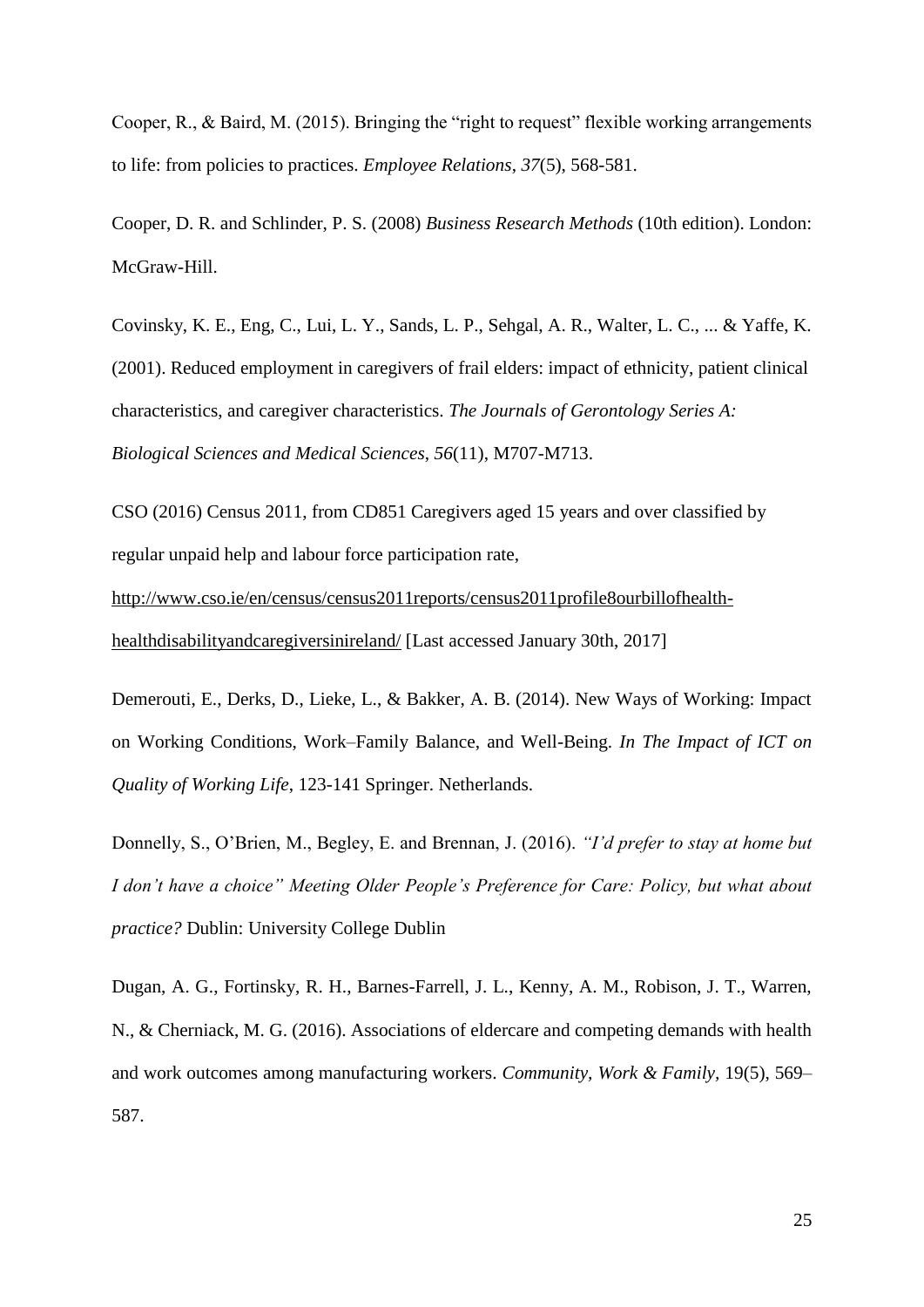Cooper, R., & Baird, M. (2015). Bringing the "right to request" flexible working arrangements to life: from policies to practices. *Employee Relations*, *37*(5), 568-581.

Cooper, D. R. and Schlinder, P. S. (2008) *Business Research Methods* (10th edition). London: McGraw-Hill.

Covinsky, K. E., Eng, C., Lui, L. Y., Sands, L. P., Sehgal, A. R., Walter, L. C., ... & Yaffe, K. (2001). Reduced employment in caregivers of frail elders: impact of ethnicity, patient clinical characteristics, and caregiver characteristics. *The Journals of Gerontology Series A: Biological Sciences and Medical Sciences*, *56*(11), M707-M713.

CSO (2016) Census 2011, from CD851 Caregivers aged 15 years and over classified by regular unpaid help and labour force participation rate, http://www.cso.ie/en/census/census2011reports/census2011profile8ourbillofhealth-healthdisabilityandcaregiversinireland/ [Last accessed January 30th, 2017]

Demerouti, E., Derks, D., Lieke, L., & Bakker, A. B. (2014). New Ways of Working: Impact on Working Conditions, Work–Family Balance, and Well-Being. *In The Impact of ICT on Quality of Working Life*, 123-141 Springer. Netherlands.

Donnelly, S., O'Brien, M., Begley, E. and Brennan, J. (2016). *"I'd prefer to stay at home but I don't have a choice" Meeting Older People's Preference for Care: Policy, but what about practice?* Dublin: University College Dublin

Dugan, A. G., Fortinsky, R. H., Barnes-Farrell, J. L., Kenny, A. M., Robison, J. T., Warren, N., & Cherniack, M. G. (2016). Associations of eldercare and competing demands with health and work outcomes among manufacturing workers. *Community, Work & Family,* 19(5), 569–587.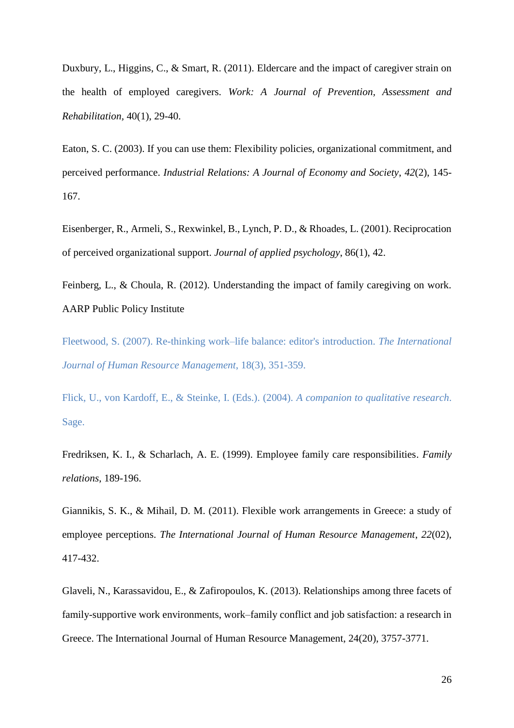Duxbury, L., Higgins, C., & Smart, R. (2011). Eldercare and the impact of caregiver strain on the health of employed caregivers. *Work: A Journal of Prevention, Assessment and Rehabilitation*, 40(1), 29-40.

Eaton, S. C. (2003). If you can use them: Flexibility policies, organizational commitment, and perceived performance. *Industrial Relations: A Journal of Economy and Society*, *42*(2), 145-167.

Eisenberger, R., Armeli, S., Rexwinkel, B., Lynch, P. D., & Rhoades, L. (2001). Reciprocation of perceived organizational support. *Journal of applied psychology*, 86(1), 42.

Feinberg, L., & Choula, R. (2012). Understanding the impact of family caregiving on work. AARP Public Policy Institute

Fleetwood, S. (2007). Re-thinking work–life balance: editor's introduction. *The International Journal of Human Resource Management*, 18(3), 351-359.

Flick, U., von Kardoff, E., & Steinke, I. (Eds.). (2004). *A companion to qualitative research*. Sage.

Fredriksen, K. I., & Scharlach, A. E. (1999). Employee family care responsibilities. *Family relations*, 189-196.

Giannikis, S. K., & Mihail, D. M. (2011). Flexible work arrangements in Greece: a study of employee perceptions. *The International Journal of Human Resource Management*, *22*(02), 417-432.

Glaveli, N., Karassavidou, E., & Zafiropoulos, K. (2013). Relationships among three facets of family-supportive work environments, work–family conflict and job satisfaction: a research in Greece. The International Journal of Human Resource Management, 24(20), 3757-3771.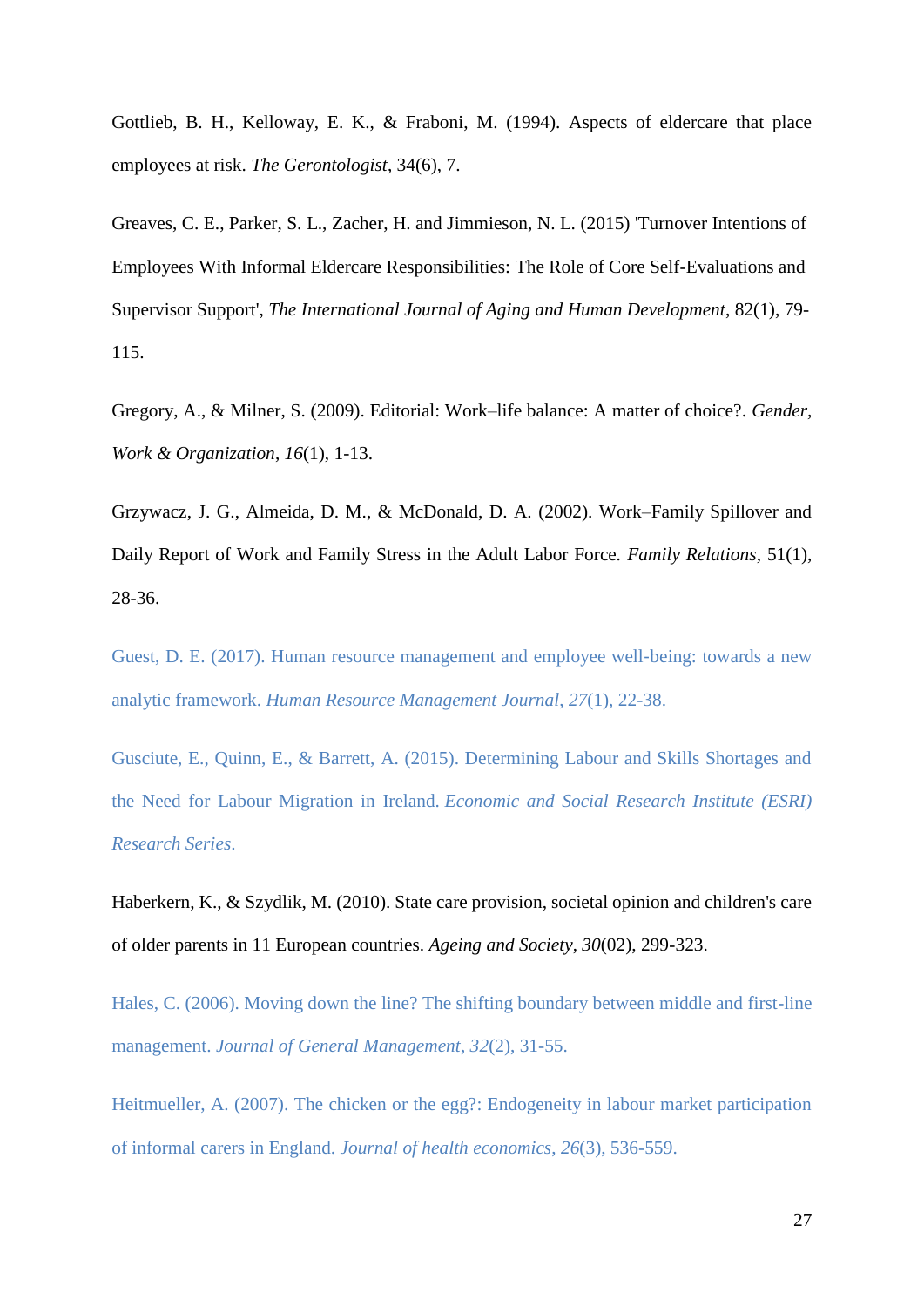Gottlieb, B. H., Kelloway, E. K., & Fraboni, M. (1994). Aspects of eldercare that place employees at risk. *The Gerontologist*, 34(6), 7.

Greaves, C. E., Parker, S. L., Zacher, H. and Jimmieson, N. L. (2015) 'Turnover Intentions of Employees With Informal Eldercare Responsibilities: The Role of Core Self-Evaluations and Supervisor Support', *The International Journal of Aging and Human Development*, 82(1), 79-115.

Gregory, A., & Milner, S. (2009). Editorial: Work–life balance: A matter of choice?. *Gender, Work & Organization*, *16*(1), 1-13.

Grzywacz, J. G., Almeida, D. M., & McDonald, D. A. (2002). Work–Family Spillover and Daily Report of Work and Family Stress in the Adult Labor Force. *Family Relations*, 51(1), 28-36.

Guest, D. E. (2017). Human resource management and employee well-being: towards a new analytic framework. *Human Resource Management Journal*, *27*(1), 22-38.

Gusciute, E., Quinn, E., & Barrett, A. (2015). Determining Labour and Skills Shortages and the Need for Labour Migration in Ireland. *Economic and Social Research Institute (ESRI) Research Series*.

Haberkern, K., & Szydlik, M. (2010). State care provision, societal opinion and children's care of older parents in 11 European countries. *Ageing and Society*, *30*(02), 299-323.

Hales, C. (2006). Moving down the line? The shifting boundary between middle and first-line management. *Journal of General Management*, *32*(2), 31-55.

Heitmueller, A. (2007). The chicken or the egg?: Endogeneity in labour market participation of informal carers in England. *Journal of health economics*, *26*(3), 536-559.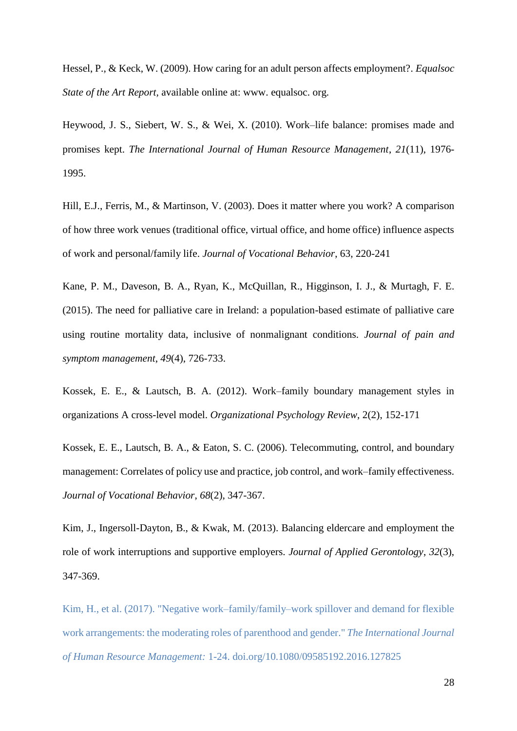Hessel, P., & Keck, W. (2009). How caring for an adult person affects employment?. *Equalsoc State of the Art Report*, available online at: www. equalsoc. org.

Heywood, J. S., Siebert, W. S., & Wei, X. (2010). Work–life balance: promises made and promises kept. *The International Journal of Human Resource Management*, *21*(11), 1976-1995.

Hill, E.J., Ferris, M., & Martinson, V. (2003). Does it matter where you work? A comparison of how three work venues (traditional office, virtual office, and home office) influence aspects of work and personal/family life. *Journal of Vocational Behavior*, 63, 220-241

Kane, P. M., Daveson, B. A., Ryan, K., McQuillan, R., Higginson, I. J., & Murtagh, F. E. (2015). The need for palliative care in Ireland: a population-based estimate of palliative care using routine mortality data, inclusive of nonmalignant conditions. *Journal of pain and symptom management*, *49*(4), 726-733.

Kossek, E. E., & Lautsch, B. A. (2012). Work–family boundary management styles in organizations A cross-level model. *Organizational Psychology Review*, 2(2), 152-171

Kossek, E. E., Lautsch, B. A., & Eaton, S. C. (2006). Telecommuting, control, and boundary management: Correlates of policy use and practice, job control, and work–family effectiveness. *Journal of Vocational Behavior*, *68*(2), 347-367.

Kim, J., Ingersoll-Dayton, B., & Kwak, M. (2013). Balancing eldercare and employment the role of work interruptions and supportive employers. *Journal of Applied Gerontology*, *32*(3), 347-369.

Kim, H., et al. (2017). "Negative work–family/family–work spillover and demand for flexible work arrangements: the moderating roles of parenthood and gender." *The International Journal of Human Resource Management:* 1-24. doi.org/10.1080/09585192.2016.127825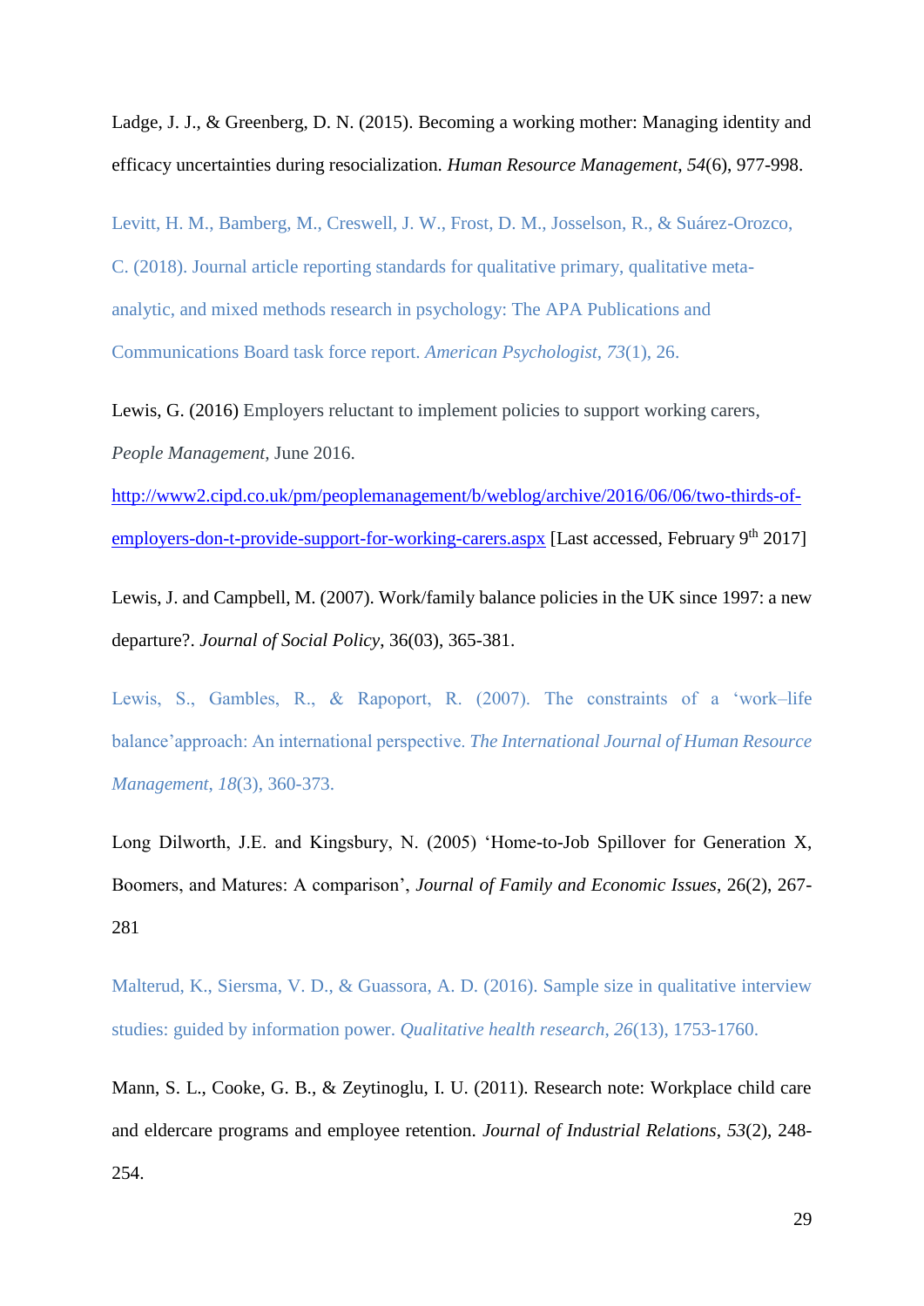Ladge, J. J., & Greenberg, D. N. (2015). Becoming a working mother: Managing identity and efficacy uncertainties during resocialization. *Human Resource Management*, *54*(6), 977-998.

Levitt, H. M., Bamberg, M., Creswell, J. W., Frost, D. M., Josselson, R., & Suárez-Orozco, C. (2018). Journal article reporting standards for qualitative primary, qualitative meta-analytic, and mixed methods research in psychology: The APA Publications and Communications Board task force report. *American Psychologist*, *73*(1), 26.

Lewis, G. (2016) Employers reluctant to implement policies to support working carers, *People Management*, June 2016. http://www2.cipd.co.uk/pm/peoplemanagement/b/weblog/archive/2016/06/06/two-thirds-of-employers-don-t-provide-support-for-working-carers.aspx [Last accessed, February 9th 2017]

Lewis, J. and Campbell, M. (2007). Work/family balance policies in the UK since 1997: a new departure?. *Journal of Social Policy*, 36(03), 365-381.

Lewis, S., Gambles, R., & Rapoport, R. (2007). The constraints of a 'work–life balance'approach: An international perspective. *The International Journal of Human Resource Management*, *18*(3), 360-373.

Long Dilworth, J.E. and Kingsbury, N. (2005) 'Home-to-Job Spillover for Generation X, Boomers, and Matures: A comparison', *Journal of Family and Economic Issues*, 26(2), 267-281

Malterud, K., Siersma, V. D., & Guassora, A. D. (2016). Sample size in qualitative interview studies: guided by information power. *Qualitative health research*, *26*(13), 1753-1760.

Mann, S. L., Cooke, G. B., & Zeytinoglu, I. U. (2011). Research note: Workplace child care and eldercare programs and employee retention. *Journal of Industrial Relations*, *53*(2), 248-254.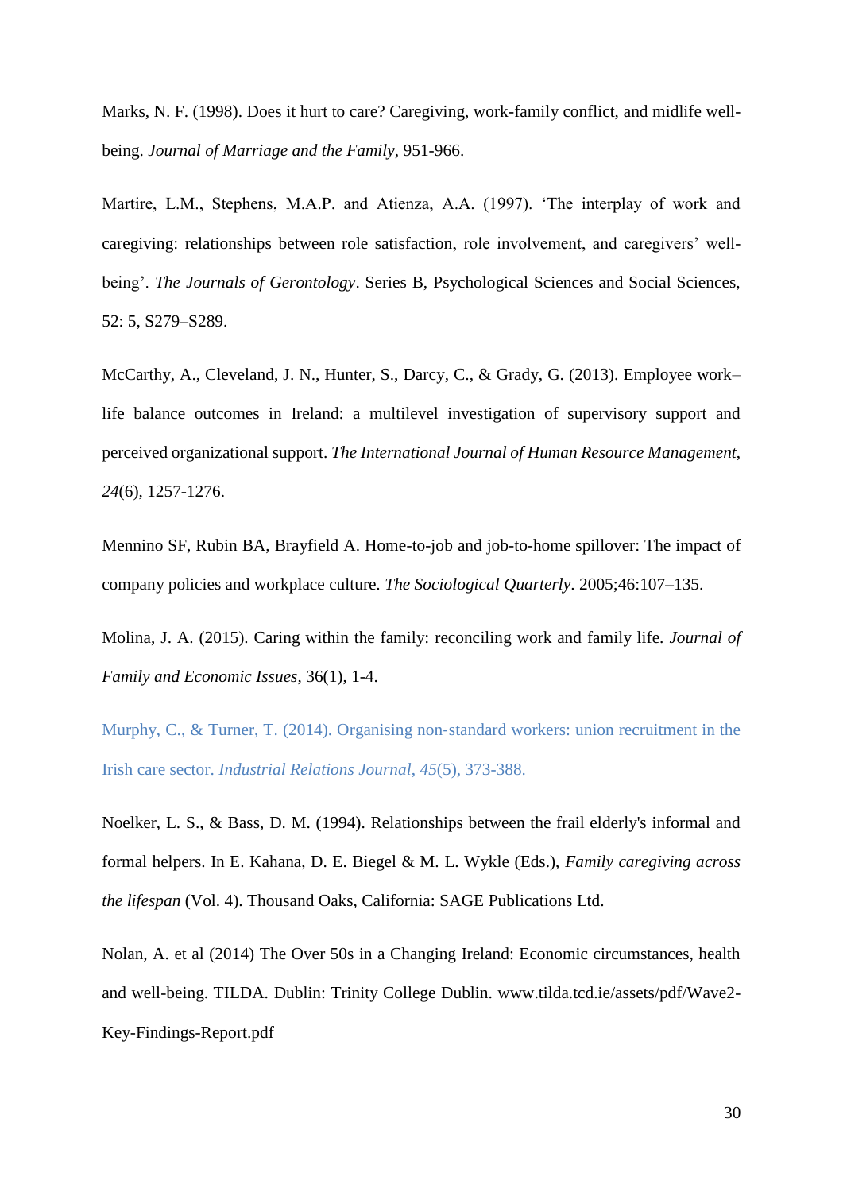Marks, N. F. (1998). Does it hurt to care? Caregiving, work-family conflict, and midlife well-being. *Journal of Marriage and the Family*, 951-966.

Martire, L.M., Stephens, M.A.P. and Atienza, A.A. (1997). 'The interplay of work and caregiving: relationships between role satisfaction, role involvement, and caregivers' well-being'. *The Journals of Gerontology*. Series B, Psychological Sciences and Social Sciences, 52: 5, S279–S289.

McCarthy, A., Cleveland, J. N., Hunter, S., Darcy, C., & Grady, G. (2013). Employee work–life balance outcomes in Ireland: a multilevel investigation of supervisory support and perceived organizational support. *The International Journal of Human Resource Management*, *24*(6), 1257-1276.

Mennino SF, Rubin BA, Brayfield A. Home-to-job and job-to-home spillover: The impact of company policies and workplace culture. *The Sociological Quarterly*. 2005;46:107–135.

Molina, J. A. (2015). Caring within the family: reconciling work and family life. *Journal of Family and Economic Issues*, 36(1), 1-4.

Murphy, C., & Turner, T. (2014). Organising non-standard workers: union recruitment in the Irish care sector. *Industrial Relations Journal*, *45*(5), 373-388.

Noelker, L. S., & Bass, D. M. (1994). Relationships between the frail elderly's informal and formal helpers. In E. Kahana, D. E. Biegel & M. L. Wykle (Eds.), *Family caregiving across the lifespan* (Vol. 4). Thousand Oaks, California: SAGE Publications Ltd.

Nolan, A. et al (2014) The Over 50s in a Changing Ireland: Economic circumstances, health and well-being. TILDA. Dublin: Trinity College Dublin. www.tilda.tcd.ie/assets/pdf/Wave2-Key-Findings-Report.pdf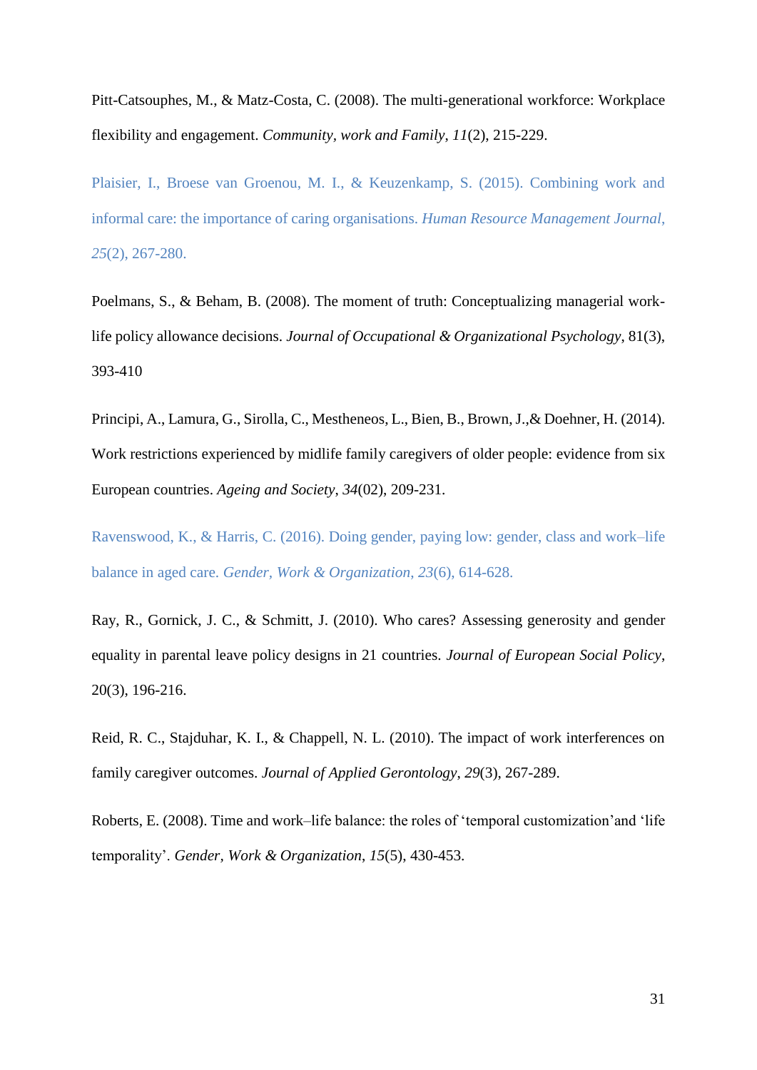Pitt-Catsouphes, M., & Matz-Costa, C. (2008). The multi-generational workforce: Workplace flexibility and engagement. *Community, work and Family*, *11*(2), 215-229.

Plaisier, I., Broese van Groenou, M. I., & Keuzenkamp, S. (2015). Combining work and informal care: the importance of caring organisations. *Human Resource Management Journal*, *25*(2), 267-280.

Poelmans, S., & Beham, B. (2008). The moment of truth: Conceptualizing managerial work-life policy allowance decisions. *Journal of Occupational & Organizational Psychology*, 81(3), 393-410

Principi, A., Lamura, G., Sirolla, C., Mestheneos, L., Bien, B., Brown, J.,& Doehner, H. (2014). Work restrictions experienced by midlife family caregivers of older people: evidence from six European countries. *Ageing and Society*, *34*(02), 209-231.

Ravenswood, K., & Harris, C. (2016). Doing gender, paying low: gender, class and work–life balance in aged care. *Gender, Work & Organization*, *23*(6), 614-628.

Ray, R., Gornick, J. C., & Schmitt, J. (2010). Who cares? Assessing generosity and gender equality in parental leave policy designs in 21 countries. *Journal of European Social Policy*, 20(3), 196-216.

Reid, R. C., Stajduhar, K. I., & Chappell, N. L. (2010). The impact of work interferences on family caregiver outcomes. *Journal of Applied Gerontology*, *29*(3), 267-289.

Roberts, E. (2008). Time and work–life balance: the roles of 'temporal customization'and 'life temporality'. *Gender, Work & Organization*, *15*(5), 430-453.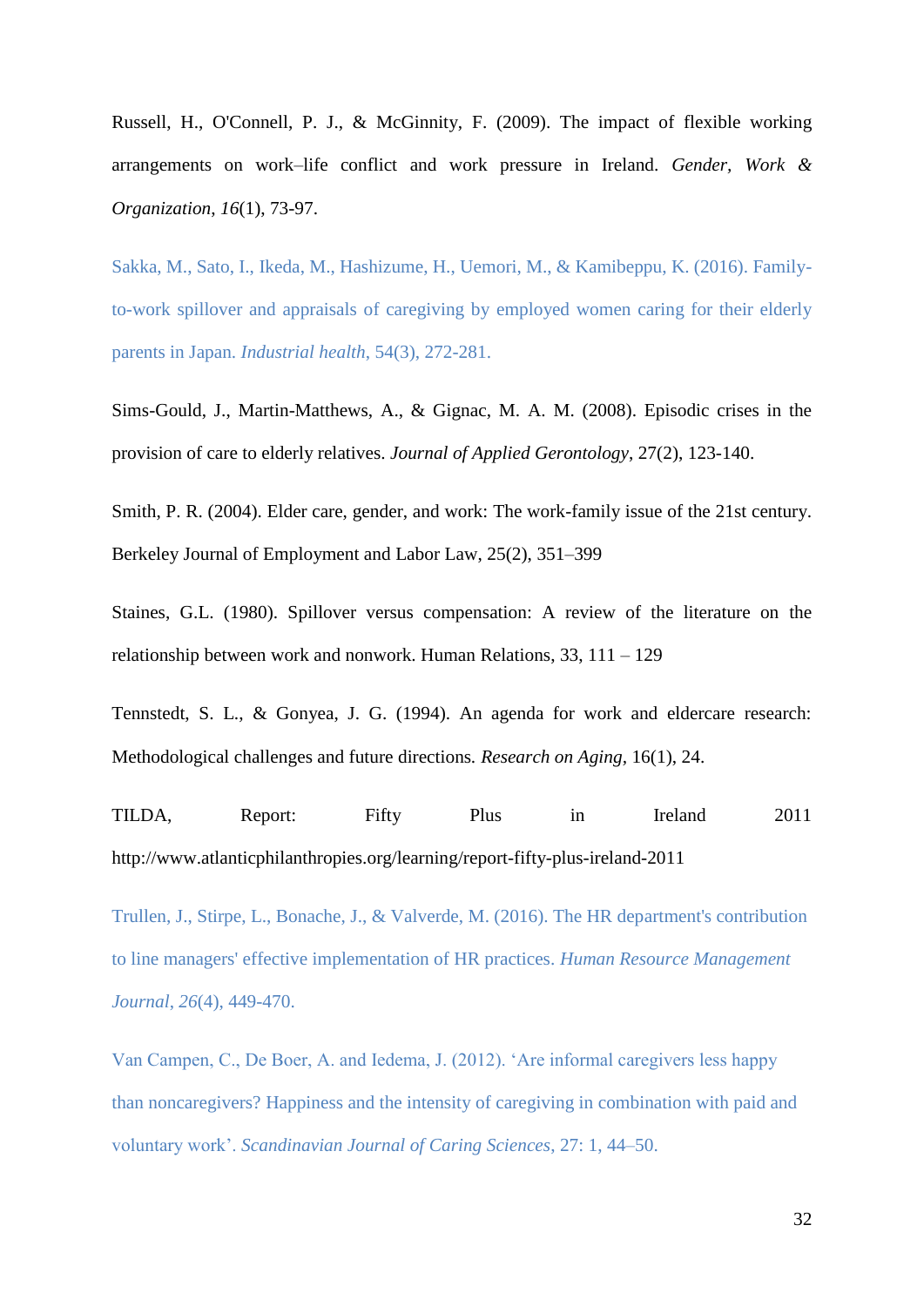Russell, H., O'Connell, P. J., & McGinnity, F. (2009). The impact of flexible working arrangements on work–life conflict and work pressure in Ireland. *Gender, Work & Organization*, *16*(1), 73-97.

Sakka, M., Sato, I., Ikeda, M., Hashizume, H., Uemori, M., & Kamibeppu, K. (2016). Family-to-work spillover and appraisals of caregiving by employed women caring for their elderly parents in Japan. *Industrial health*, 54(3), 272-281.

Sims-Gould, J., Martin-Matthews, A., & Gignac, M. A. M. (2008). Episodic crises in the provision of care to elderly relatives. *Journal of Applied Gerontology*, 27(2), 123-140.

Smith, P. R. (2004). Elder care, gender, and work: The work-family issue of the 21st century. Berkeley Journal of Employment and Labor Law, 25(2), 351–399

Staines, G.L. (1980). Spillover versus compensation: A review of the literature on the relationship between work and nonwork. Human Relations, 33, 111 – 129

Tennstedt, S. L., & Gonyea, J. G. (1994). An agenda for work and eldercare research: Methodological challenges and future directions. *Research on Aging*, 16(1), 24.

TILDA, Report: Fifty Plus in Ireland 2011 http://www.atlanticphilanthropies.org/learning/report-fifty-plus-ireland-2011

Trullen, J., Stirpe, L., Bonache, J., & Valverde, M. (2016). The HR department's contribution to line managers' effective implementation of HR practices. *Human Resource Management Journal*, *26*(4), 449-470.

Van Campen, C., De Boer, A. and Iedema, J. (2012). 'Are informal caregivers less happy than noncaregivers? Happiness and the intensity of caregiving in combination with paid and voluntary work'. *Scandinavian Journal of Caring Sciences*, 27: 1, 44–50.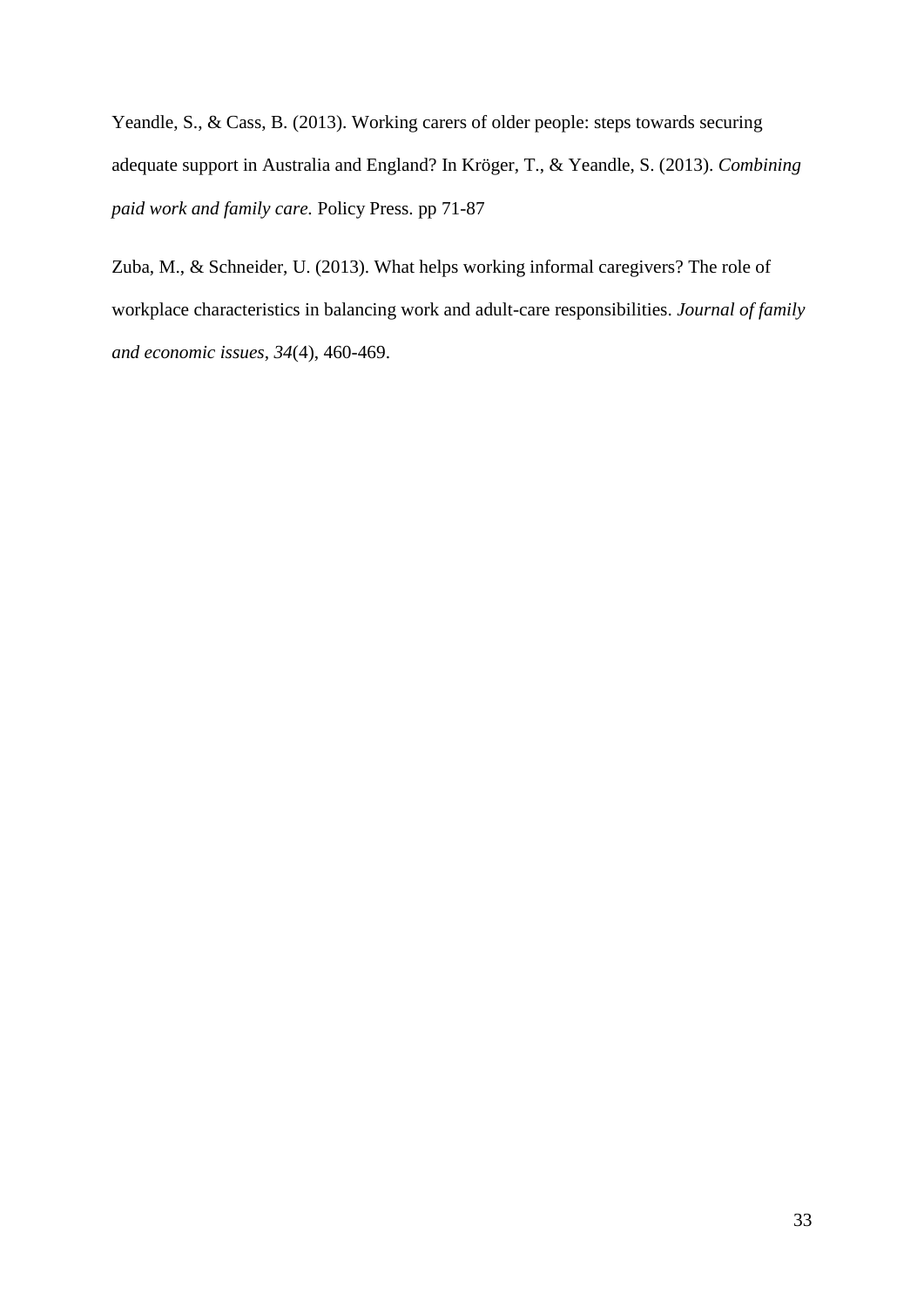Yeandle, S., & Cass, B. (2013). Working carers of older people: steps towards securing adequate support in Australia and England? In Kröger, T., & Yeandle, S. (2013). *Combining paid work and family care.* Policy Press. pp 71-87

Zuba, M., & Schneider, U. (2013). What helps working informal caregivers? The role of workplace characteristics in balancing work and adult-care responsibilities. *Journal of family and economic issues*, *34*(4), 460-469.